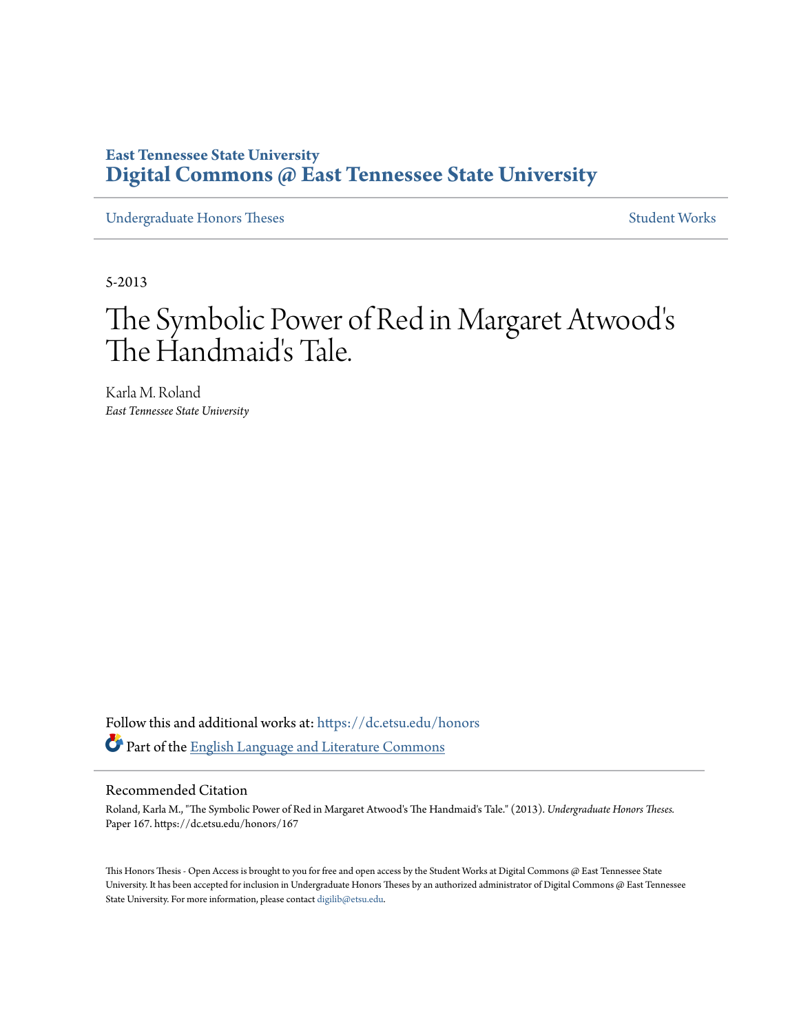East Tennessee State University
**Digital Commons @ East Tennessee State University**

Undergraduate Honors Theses | Student Works

5-2013

# The Symbolic Power of Red in Margaret Atwood's The Handmaid's Tale.

Karla M. Roland
*East Tennessee State University*

Follow this and additional works at: https://dc.etsu.edu/honors

Part of the English Language and Literature Commons

## Recommended Citation

Roland, Karla M., "The Symbolic Power of Red in Margaret Atwood's The Handmaid's Tale." (2013). *Undergraduate Honors Theses.* Paper 167. https://dc.etsu.edu/honors/167

This Honors Thesis - Open Access is brought to you for free and open access by the Student Works at Digital Commons @ East Tennessee State University. It has been accepted for inclusion in Undergraduate Honors Theses by an authorized administrator of Digital Commons @ East Tennessee State University. For more information, please contact digilib@etsu.edu.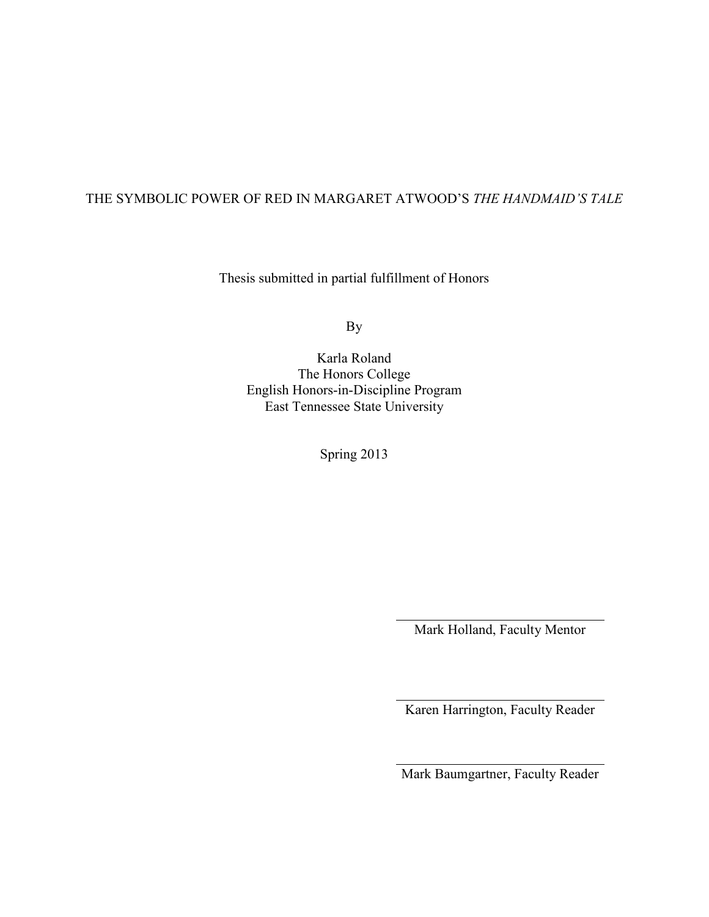THE SYMBOLIC POWER OF RED IN MARGARET ATWOOD'S *THE HANDMAID'S TALE*

Thesis submitted in partial fulfillment of Honors

By

Karla Roland
The Honors College
English Honors-in-Discipline Program
East Tennessee State University

Spring 2013

Mark Holland, Faculty Mentor

Karen Harrington, Faculty Reader

Mark Baumgartner, Faculty Reader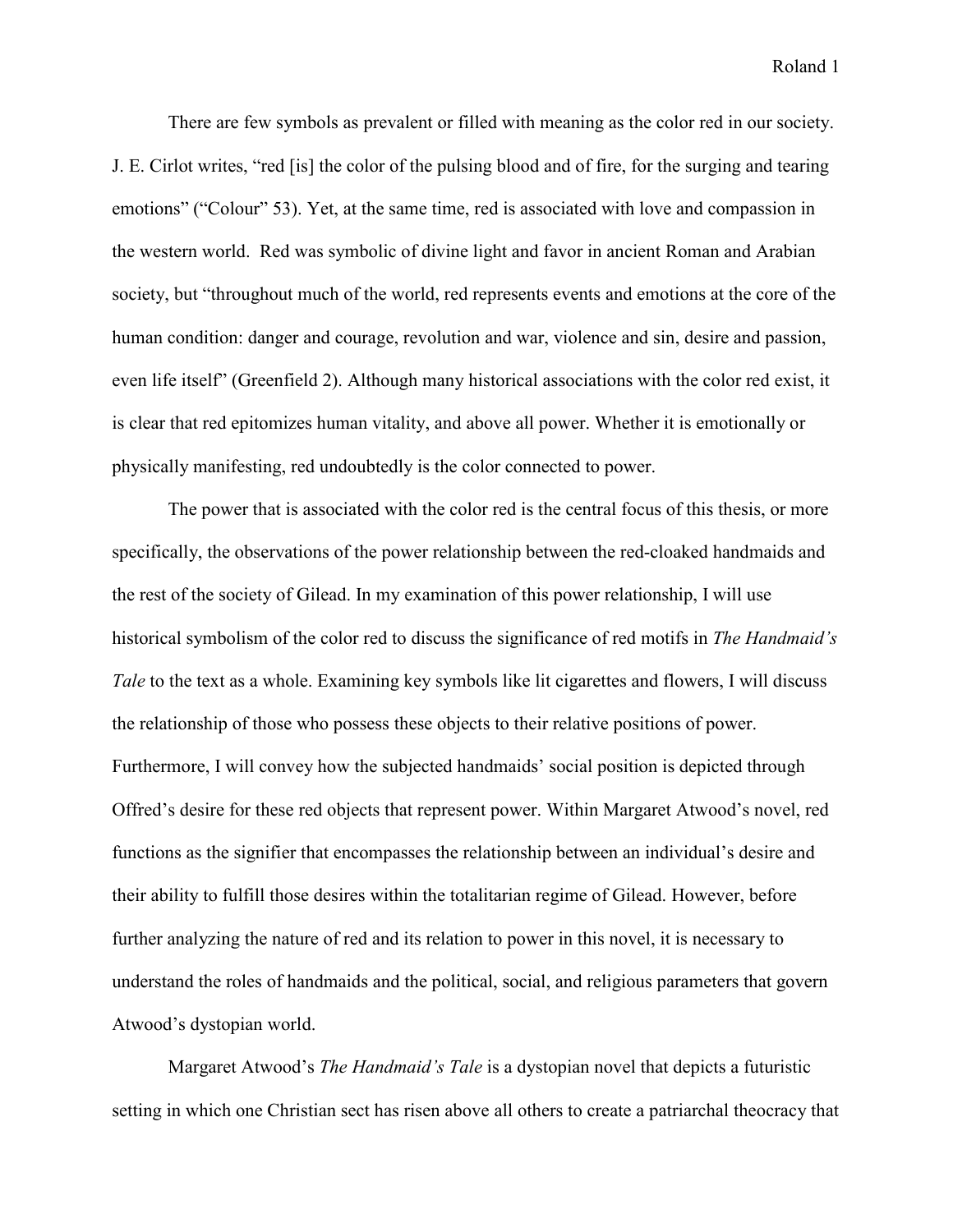There are few symbols as prevalent or filled with meaning as the color red in our society. J. E. Cirlot writes, "red [is] the color of the pulsing blood and of fire, for the surging and tearing emotions" ("Colour" 53). Yet, at the same time, red is associated with love and compassion in the western world.  Red was symbolic of divine light and favor in ancient Roman and Arabian society, but "throughout much of the world, red represents events and emotions at the core of the human condition: danger and courage, revolution and war, violence and sin, desire and passion, even life itself" (Greenfield 2). Although many historical associations with the color red exist, it is clear that red epitomizes human vitality, and above all power. Whether it is emotionally or physically manifesting, red undoubtedly is the color connected to power.

The power that is associated with the color red is the central focus of this thesis, or more specifically, the observations of the power relationship between the red-cloaked handmaids and the rest of the society of Gilead. In my examination of this power relationship, I will use historical symbolism of the color red to discuss the significance of red motifs in *The Handmaid's Tale* to the text as a whole. Examining key symbols like lit cigarettes and flowers, I will discuss the relationship of those who possess these objects to their relative positions of power. Furthermore, I will convey how the subjected handmaids' social position is depicted through Offred's desire for these red objects that represent power. Within Margaret Atwood's novel, red functions as the signifier that encompasses the relationship between an individual's desire and their ability to fulfill those desires within the totalitarian regime of Gilead. However, before further analyzing the nature of red and its relation to power in this novel, it is necessary to understand the roles of handmaids and the political, social, and religious parameters that govern Atwood's dystopian world.

Margaret Atwood's *The Handmaid's Tale* is a dystopian novel that depicts a futuristic setting in which one Christian sect has risen above all others to create a patriarchal theocracy that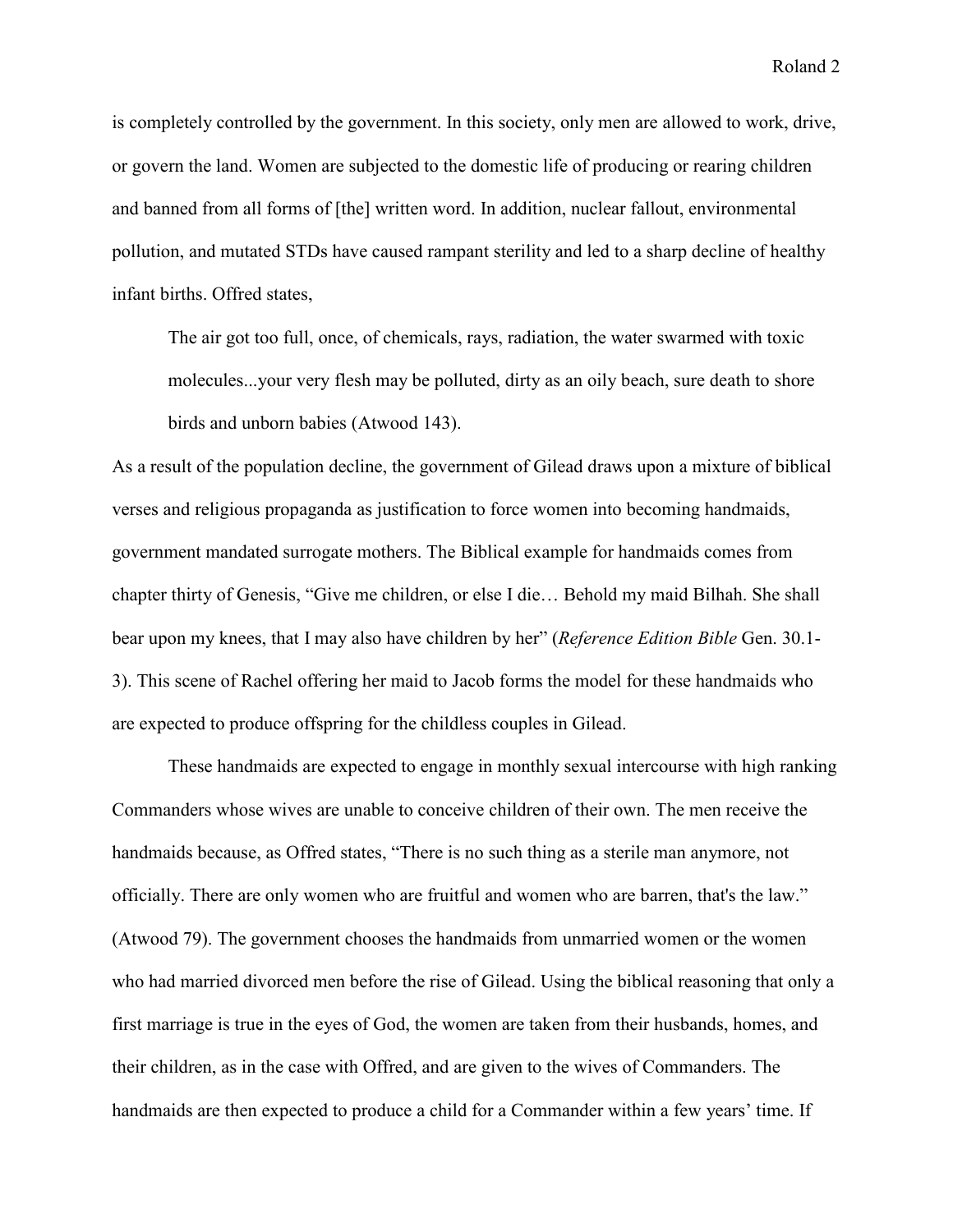is completely controlled by the government. In this society, only men are allowed to work, drive, or govern the land. Women are subjected to the domestic life of producing or rearing children and banned from all forms of [the] written word. In addition, nuclear fallout, environmental pollution, and mutated STDs have caused rampant sterility and led to a sharp decline of healthy infant births. Offred states,

> The air got too full, once, of chemicals, rays, radiation, the water swarmed with toxic molecules...your very flesh may be polluted, dirty as an oily beach, sure death to shore birds and unborn babies (Atwood 143).

As a result of the population decline, the government of Gilead draws upon a mixture of biblical verses and religious propaganda as justification to force women into becoming handmaids, government mandated surrogate mothers. The Biblical example for handmaids comes from chapter thirty of Genesis, "Give me children, or else I die… Behold my maid Bilhah. She shall bear upon my knees, that I may also have children by her" (*Reference Edition Bible* Gen. 30.1-3). This scene of Rachel offering her maid to Jacob forms the model for these handmaids who are expected to produce offspring for the childless couples in Gilead.

These handmaids are expected to engage in monthly sexual intercourse with high ranking Commanders whose wives are unable to conceive children of their own. The men receive the handmaids because, as Offred states, "There is no such thing as a sterile man anymore, not officially. There are only women who are fruitful and women who are barren, that's the law." (Atwood 79). The government chooses the handmaids from unmarried women or the women who had married divorced men before the rise of Gilead. Using the biblical reasoning that only a first marriage is true in the eyes of God, the women are taken from their husbands, homes, and their children, as in the case with Offred, and are given to the wives of Commanders. The handmaids are then expected to produce a child for a Commander within a few years' time. If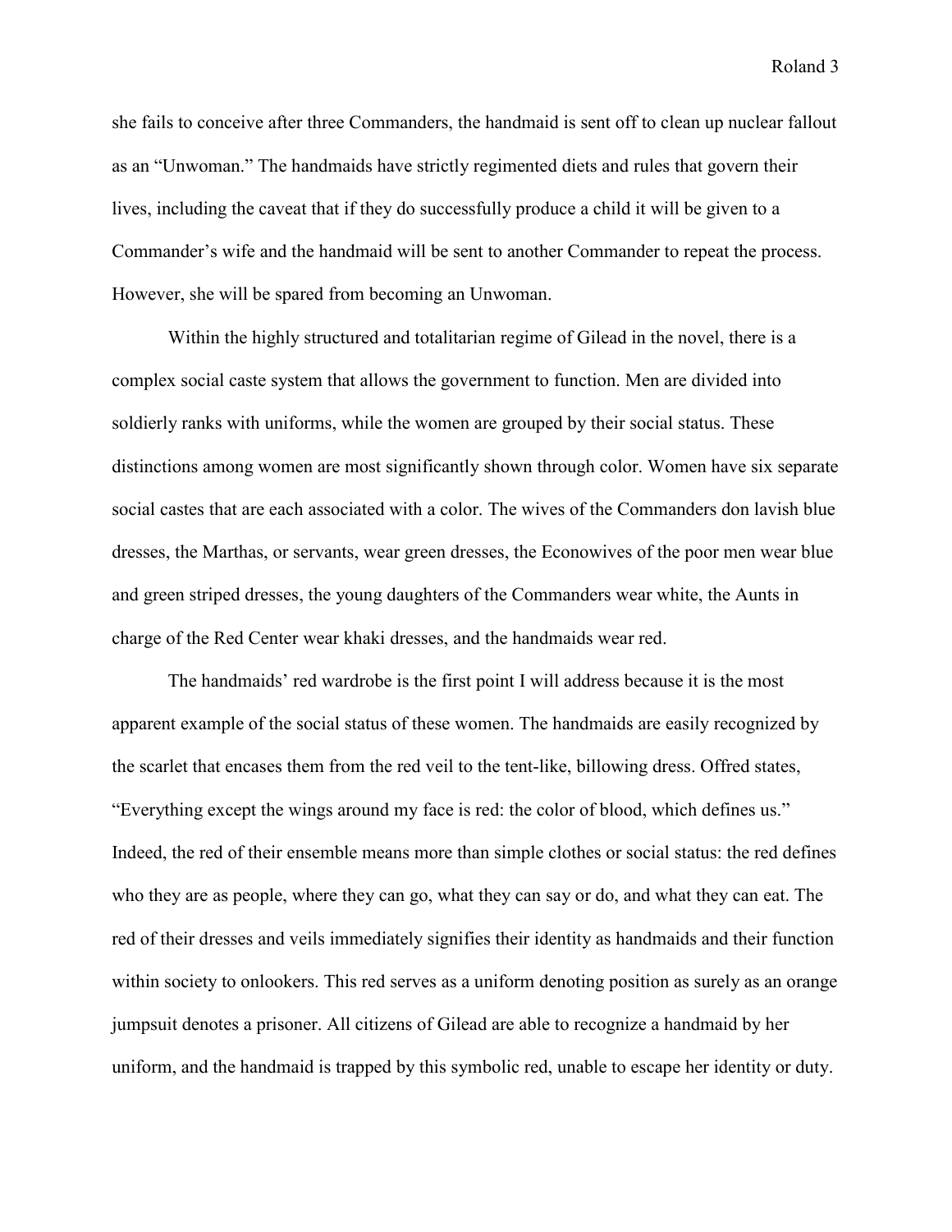she fails to conceive after three Commanders, the handmaid is sent off to clean up nuclear fallout as an "Unwoman." The handmaids have strictly regimented diets and rules that govern their lives, including the caveat that if they do successfully produce a child it will be given to a Commander's wife and the handmaid will be sent to another Commander to repeat the process. However, she will be spared from becoming an Unwoman.

Within the highly structured and totalitarian regime of Gilead in the novel, there is a complex social caste system that allows the government to function. Men are divided into soldierly ranks with uniforms, while the women are grouped by their social status. These distinctions among women are most significantly shown through color. Women have six separate social castes that are each associated with a color. The wives of the Commanders don lavish blue dresses, the Marthas, or servants, wear green dresses, the Econowives of the poor men wear blue and green striped dresses, the young daughters of the Commanders wear white, the Aunts in charge of the Red Center wear khaki dresses, and the handmaids wear red.

The handmaids' red wardrobe is the first point I will address because it is the most apparent example of the social status of these women. The handmaids are easily recognized by the scarlet that encases them from the red veil to the tent-like, billowing dress. Offred states, "Everything except the wings around my face is red: the color of blood, which defines us." Indeed, the red of their ensemble means more than simple clothes or social status: the red defines who they are as people, where they can go, what they can say or do, and what they can eat. The red of their dresses and veils immediately signifies their identity as handmaids and their function within society to onlookers. This red serves as a uniform denoting position as surely as an orange jumpsuit denotes a prisoner. All citizens of Gilead are able to recognize a handmaid by her uniform, and the handmaid is trapped by this symbolic red, unable to escape her identity or duty.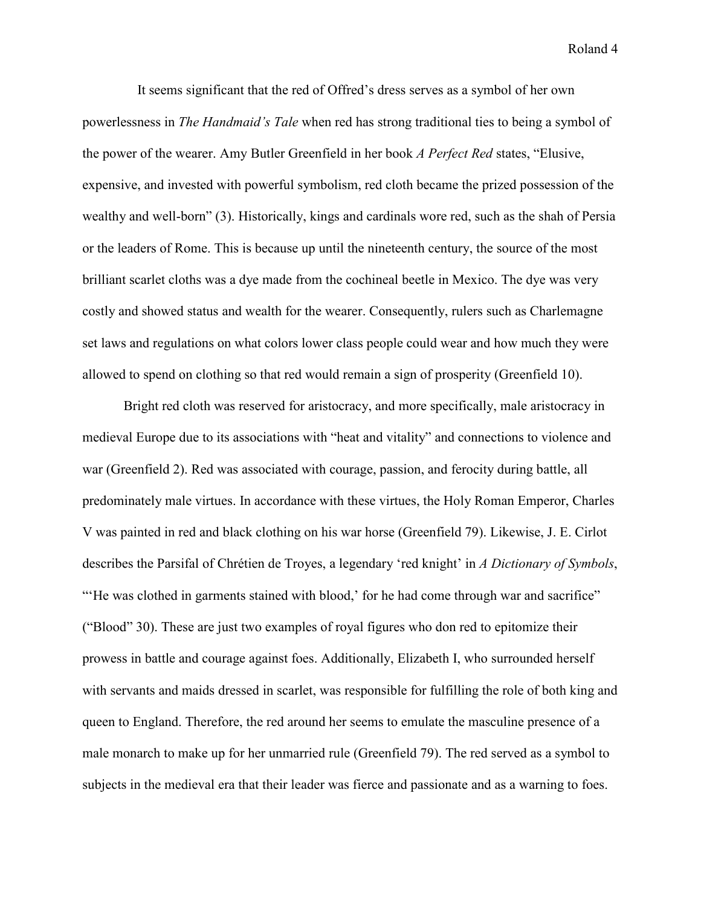It seems significant that the red of Offred's dress serves as a symbol of her own powerlessness in *The Handmaid's Tale* when red has strong traditional ties to being a symbol of the power of the wearer. Amy Butler Greenfield in her book *A Perfect Red* states, "Elusive, expensive, and invested with powerful symbolism, red cloth became the prized possession of the wealthy and well-born" (3). Historically, kings and cardinals wore red, such as the shah of Persia or the leaders of Rome. This is because up until the nineteenth century, the source of the most brilliant scarlet cloths was a dye made from the cochineal beetle in Mexico. The dye was very costly and showed status and wealth for the wearer. Consequently, rulers such as Charlemagne set laws and regulations on what colors lower class people could wear and how much they were allowed to spend on clothing so that red would remain a sign of prosperity (Greenfield 10).

Bright red cloth was reserved for aristocracy, and more specifically, male aristocracy in medieval Europe due to its associations with "heat and vitality" and connections to violence and war (Greenfield 2). Red was associated with courage, passion, and ferocity during battle, all predominately male virtues. In accordance with these virtues, the Holy Roman Emperor, Charles V was painted in red and black clothing on his war horse (Greenfield 79). Likewise, J. E. Cirlot describes the Parsifal of Chrétien de Troyes, a legendary 'red knight' in *A Dictionary of Symbols*, "'He was clothed in garments stained with blood,' for he had come through war and sacrifice" ("Blood" 30). These are just two examples of royal figures who don red to epitomize their prowess in battle and courage against foes. Additionally, Elizabeth I, who surrounded herself with servants and maids dressed in scarlet, was responsible for fulfilling the role of both king and queen to England. Therefore, the red around her seems to emulate the masculine presence of a male monarch to make up for her unmarried rule (Greenfield 79). The red served as a symbol to subjects in the medieval era that their leader was fierce and passionate and as a warning to foes.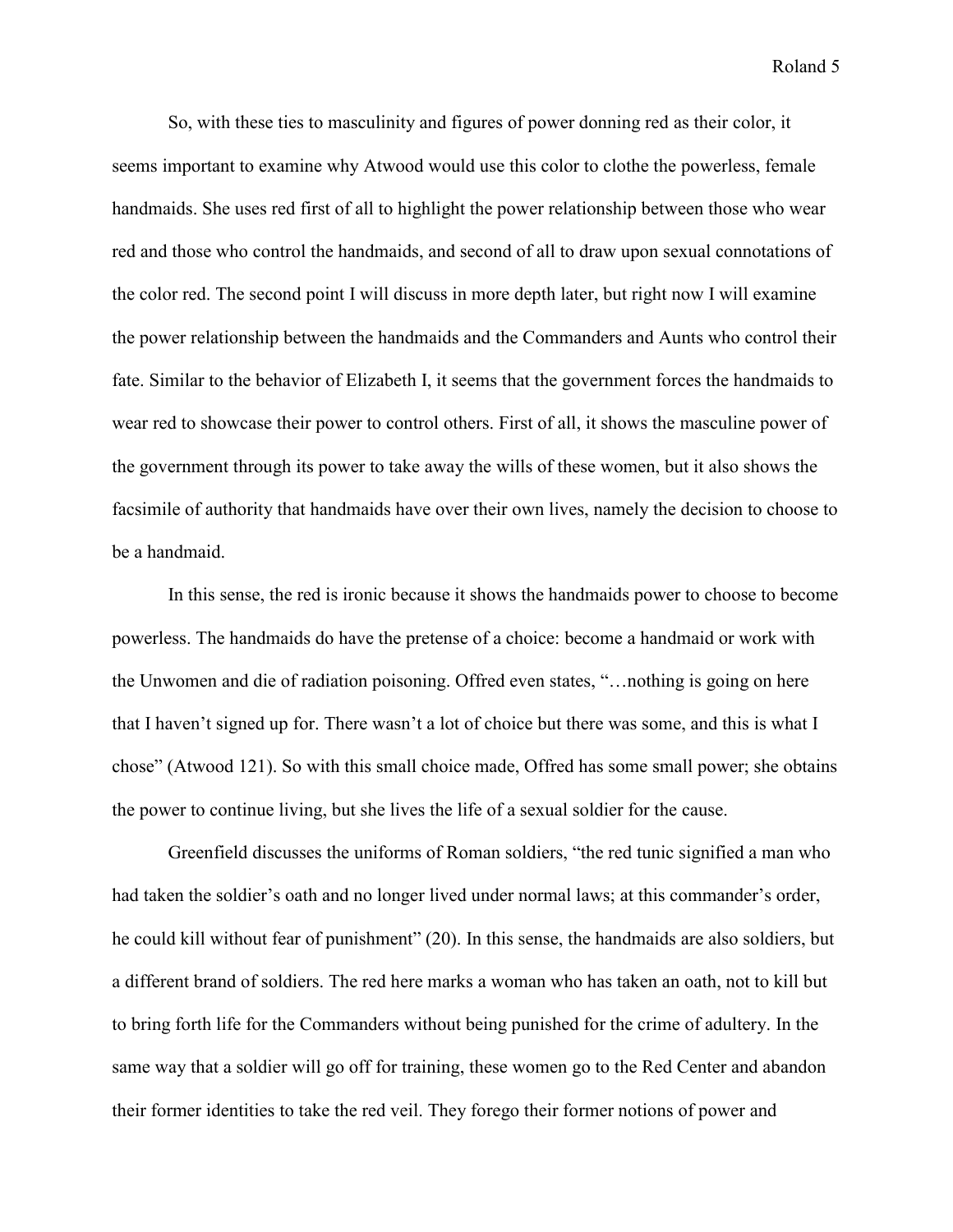So, with these ties to masculinity and figures of power donning red as their color, it seems important to examine why Atwood would use this color to clothe the powerless, female handmaids. She uses red first of all to highlight the power relationship between those who wear red and those who control the handmaids, and second of all to draw upon sexual connotations of the color red. The second point I will discuss in more depth later, but right now I will examine the power relationship between the handmaids and the Commanders and Aunts who control their fate. Similar to the behavior of Elizabeth I, it seems that the government forces the handmaids to wear red to showcase their power to control others. First of all, it shows the masculine power of the government through its power to take away the wills of these women, but it also shows the facsimile of authority that handmaids have over their own lives, namely the decision to choose to be a handmaid.

In this sense, the red is ironic because it shows the handmaids power to choose to become powerless. The handmaids do have the pretense of a choice: become a handmaid or work with the Unwomen and die of radiation poisoning. Offred even states, "…nothing is going on here that I haven't signed up for. There wasn't a lot of choice but there was some, and this is what I chose" (Atwood 121). So with this small choice made, Offred has some small power; she obtains the power to continue living, but she lives the life of a sexual soldier for the cause.

Greenfield discusses the uniforms of Roman soldiers, "the red tunic signified a man who had taken the soldier's oath and no longer lived under normal laws; at this commander's order, he could kill without fear of punishment" (20). In this sense, the handmaids are also soldiers, but a different brand of soldiers. The red here marks a woman who has taken an oath, not to kill but to bring forth life for the Commanders without being punished for the crime of adultery. In the same way that a soldier will go off for training, these women go to the Red Center and abandon their former identities to take the red veil. They forego their former notions of power and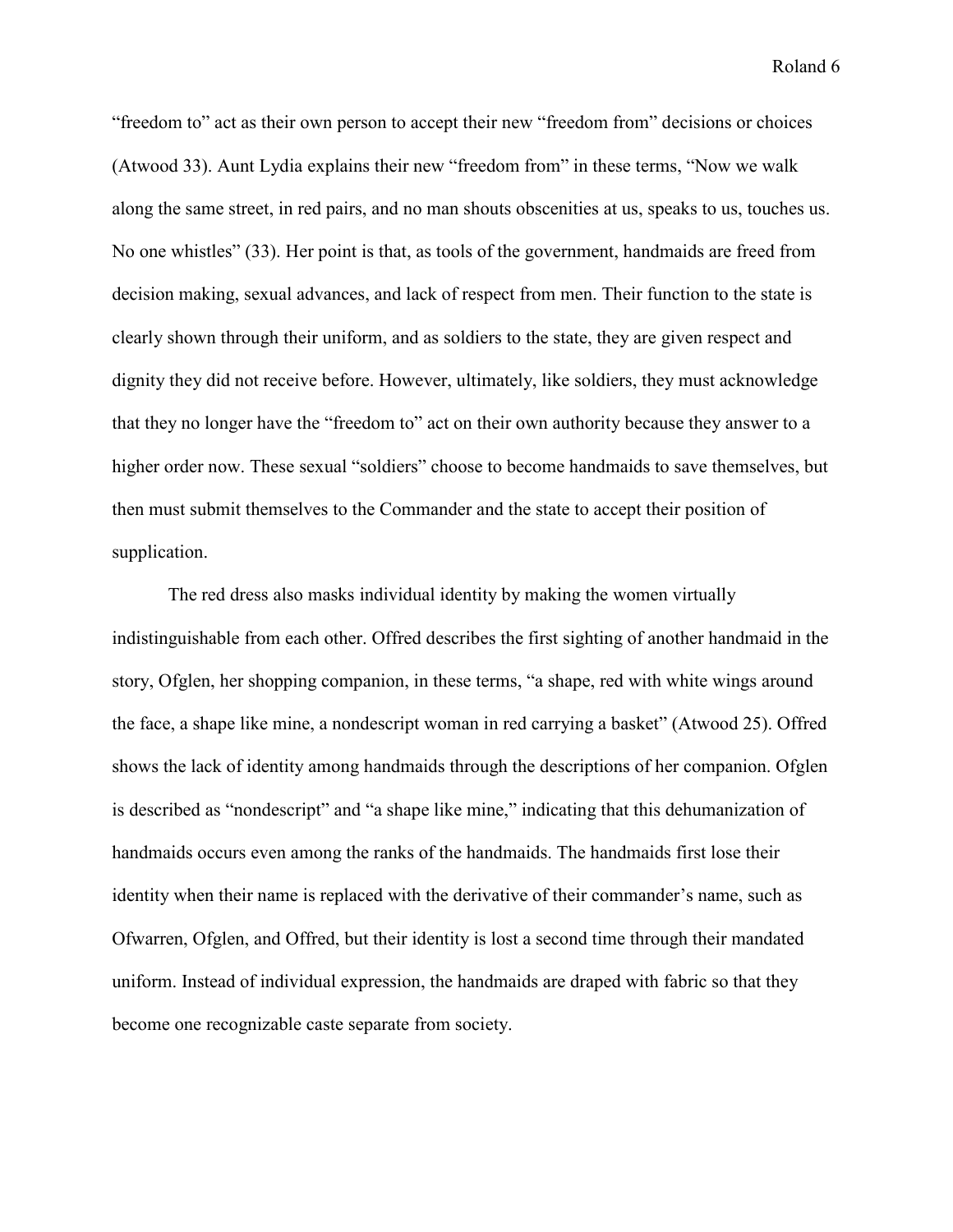"freedom to" act as their own person to accept their new "freedom from" decisions or choices (Atwood 33). Aunt Lydia explains their new "freedom from" in these terms, "Now we walk along the same street, in red pairs, and no man shouts obscenities at us, speaks to us, touches us. No one whistles" (33). Her point is that, as tools of the government, handmaids are freed from decision making, sexual advances, and lack of respect from men. Their function to the state is clearly shown through their uniform, and as soldiers to the state, they are given respect and dignity they did not receive before. However, ultimately, like soldiers, they must acknowledge that they no longer have the "freedom to" act on their own authority because they answer to a higher order now. These sexual "soldiers" choose to become handmaids to save themselves, but then must submit themselves to the Commander and the state to accept their position of supplication.

The red dress also masks individual identity by making the women virtually indistinguishable from each other. Offred describes the first sighting of another handmaid in the story, Ofglen, her shopping companion, in these terms, "a shape, red with white wings around the face, a shape like mine, a nondescript woman in red carrying a basket" (Atwood 25). Offred shows the lack of identity among handmaids through the descriptions of her companion. Ofglen is described as "nondescript" and "a shape like mine," indicating that this dehumanization of handmaids occurs even among the ranks of the handmaids. The handmaids first lose their identity when their name is replaced with the derivative of their commander's name, such as Ofwarren, Ofglen, and Offred, but their identity is lost a second time through their mandated uniform. Instead of individual expression, the handmaids are draped with fabric so that they become one recognizable caste separate from society.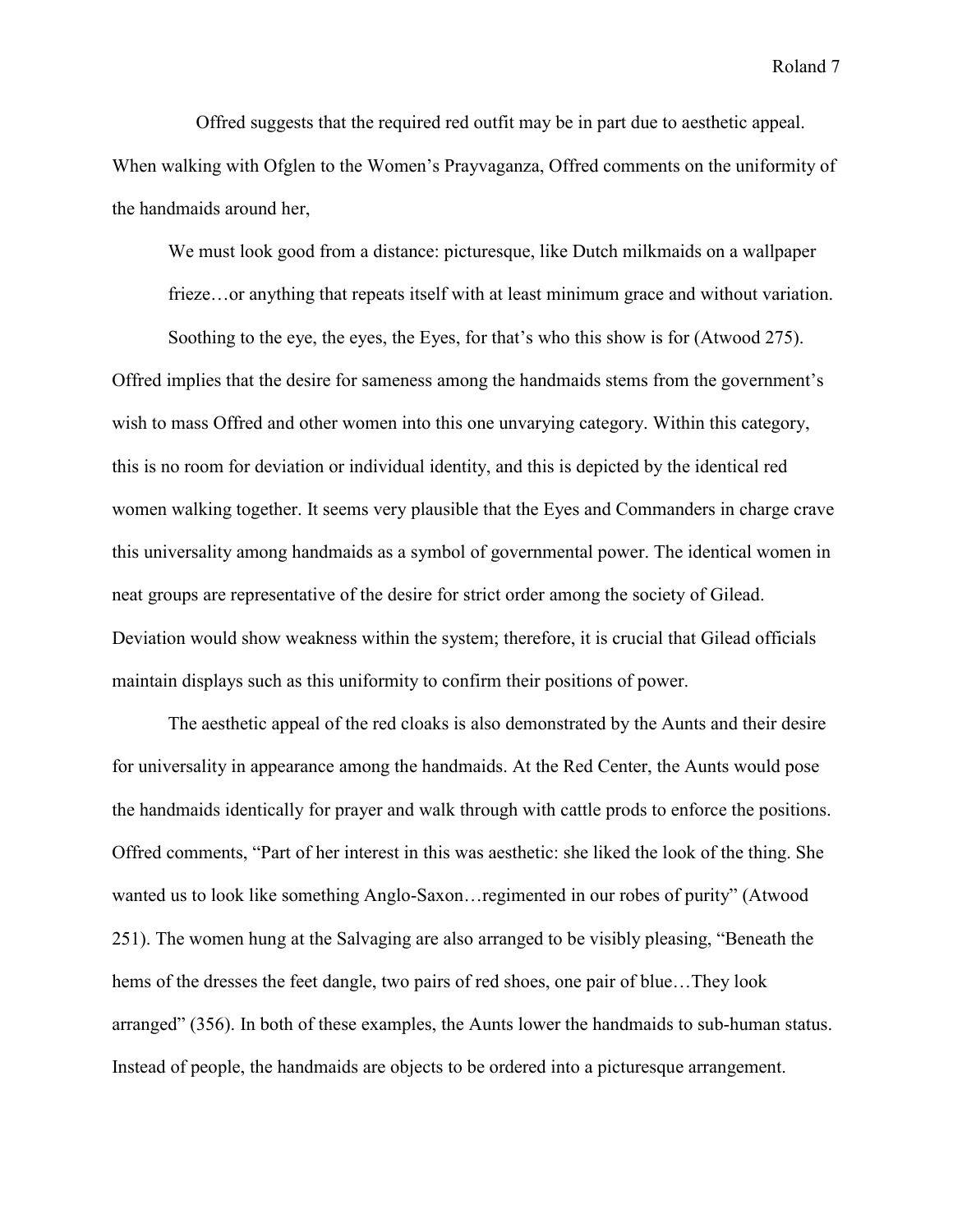Offred suggests that the required red outfit may be in part due to aesthetic appeal. When walking with Ofglen to the Women's Prayvaganza, Offred comments on the uniformity of the handmaids around her,

> We must look good from a distance: picturesque, like Dutch milkmaids on a wallpaper frieze…or anything that repeats itself with at least minimum grace and without variation. Soothing to the eye, the eyes, the Eyes, for that's who this show is for (Atwood 275).

Offred implies that the desire for sameness among the handmaids stems from the government's wish to mass Offred and other women into this one unvarying category. Within this category, this is no room for deviation or individual identity, and this is depicted by the identical red women walking together. It seems very plausible that the Eyes and Commanders in charge crave this universality among handmaids as a symbol of governmental power. The identical women in neat groups are representative of the desire for strict order among the society of Gilead. Deviation would show weakness within the system; therefore, it is crucial that Gilead officials maintain displays such as this uniformity to confirm their positions of power.

The aesthetic appeal of the red cloaks is also demonstrated by the Aunts and their desire for universality in appearance among the handmaids. At the Red Center, the Aunts would pose the handmaids identically for prayer and walk through with cattle prods to enforce the positions. Offred comments, "Part of her interest in this was aesthetic: she liked the look of the thing. She wanted us to look like something Anglo-Saxon…regimented in our robes of purity" (Atwood 251). The women hung at the Salvaging are also arranged to be visibly pleasing, "Beneath the hems of the dresses the feet dangle, two pairs of red shoes, one pair of blue…They look arranged" (356). In both of these examples, the Aunts lower the handmaids to sub-human status. Instead of people, the handmaids are objects to be ordered into a picturesque arrangement.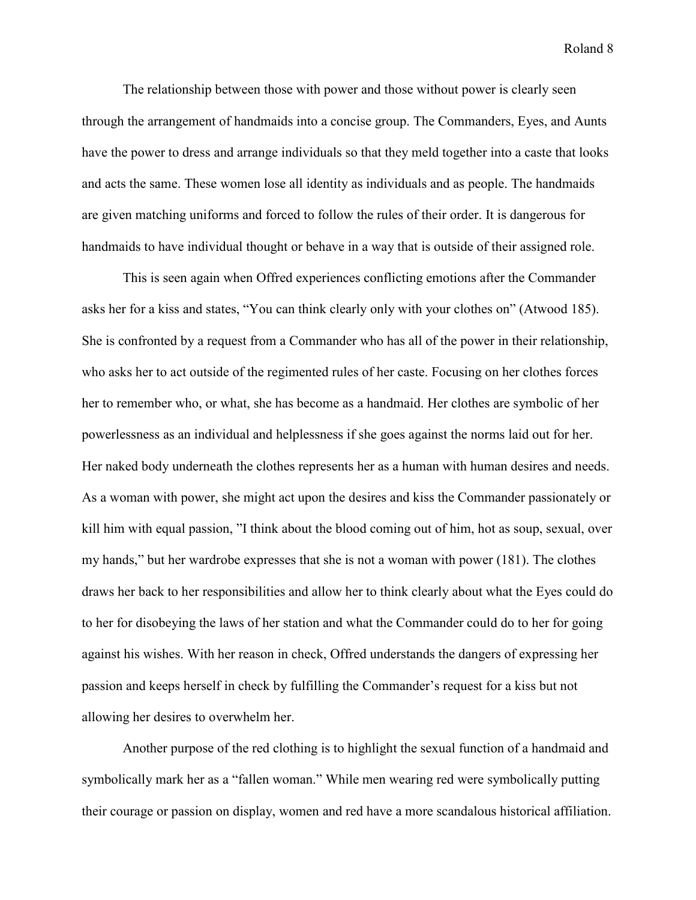The relationship between those with power and those without power is clearly seen through the arrangement of handmaids into a concise group. The Commanders, Eyes, and Aunts have the power to dress and arrange individuals so that they meld together into a caste that looks and acts the same. These women lose all identity as individuals and as people. The handmaids are given matching uniforms and forced to follow the rules of their order. It is dangerous for handmaids to have individual thought or behave in a way that is outside of their assigned role.

This is seen again when Offred experiences conflicting emotions after the Commander asks her for a kiss and states, "You can think clearly only with your clothes on" (Atwood 185). She is confronted by a request from a Commander who has all of the power in their relationship, who asks her to act outside of the regimented rules of her caste. Focusing on her clothes forces her to remember who, or what, she has become as a handmaid. Her clothes are symbolic of her powerlessness as an individual and helplessness if she goes against the norms laid out for her. Her naked body underneath the clothes represents her as a human with human desires and needs. As a woman with power, she might act upon the desires and kiss the Commander passionately or kill him with equal passion, "I think about the blood coming out of him, hot as soup, sexual, over my hands," but her wardrobe expresses that she is not a woman with power (181). The clothes draws her back to her responsibilities and allow her to think clearly about what the Eyes could do to her for disobeying the laws of her station and what the Commander could do to her for going against his wishes. With her reason in check, Offred understands the dangers of expressing her passion and keeps herself in check by fulfilling the Commander's request for a kiss but not allowing her desires to overwhelm her.

Another purpose of the red clothing is to highlight the sexual function of a handmaid and symbolically mark her as a "fallen woman." While men wearing red were symbolically putting their courage or passion on display, women and red have a more scandalous historical affiliation.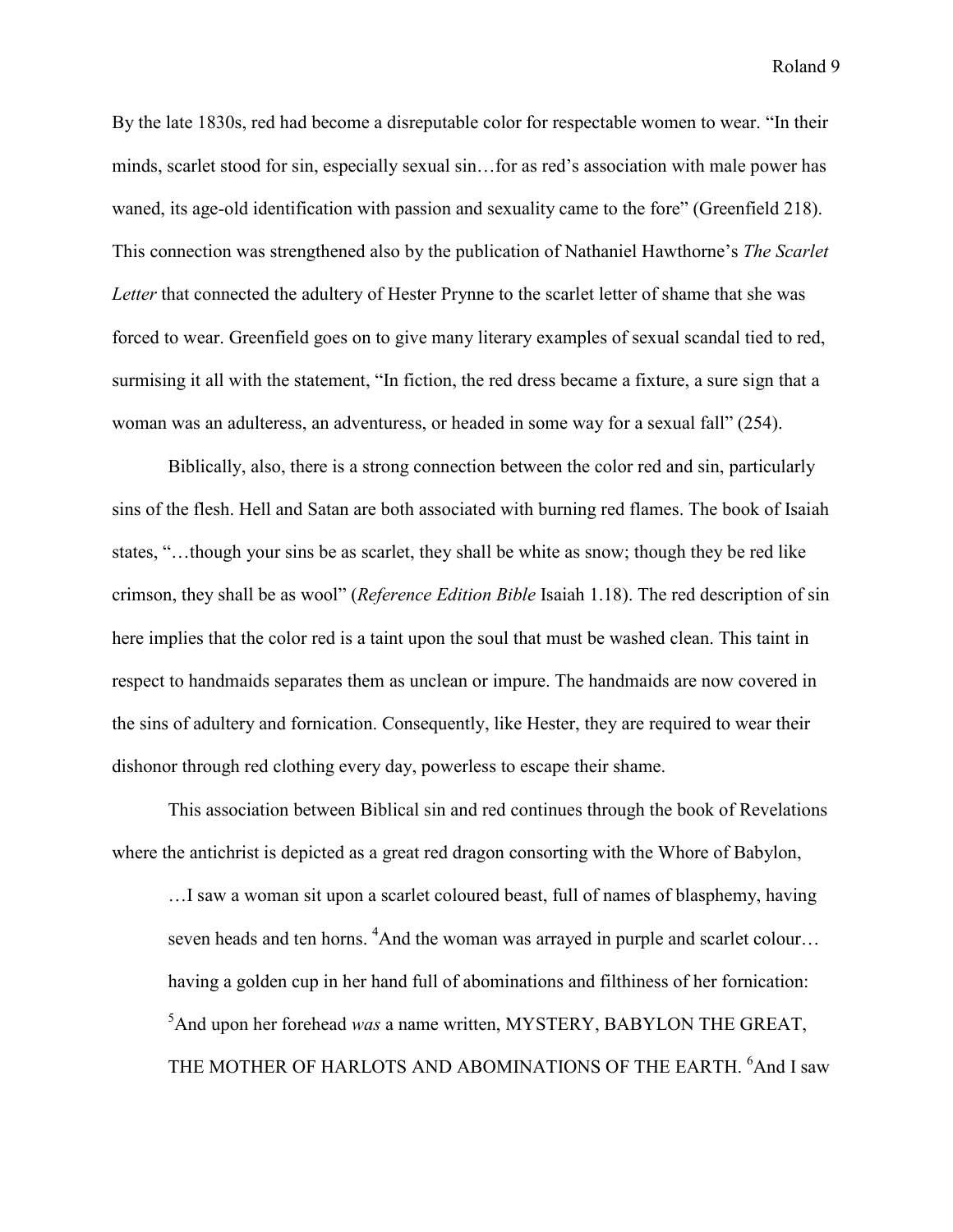By the late 1830s, red had become a disreputable color for respectable women to wear. "In their minds, scarlet stood for sin, especially sexual sin…for as red's association with male power has waned, its age-old identification with passion and sexuality came to the fore" (Greenfield 218). This connection was strengthened also by the publication of Nathaniel Hawthorne's *The Scarlet Letter* that connected the adultery of Hester Prynne to the scarlet letter of shame that she was forced to wear. Greenfield goes on to give many literary examples of sexual scandal tied to red, surmising it all with the statement, "In fiction, the red dress became a fixture, a sure sign that a woman was an adulteress, an adventuress, or headed in some way for a sexual fall" (254).

Biblically, also, there is a strong connection between the color red and sin, particularly sins of the flesh. Hell and Satan are both associated with burning red flames. The book of Isaiah states, "…though your sins be as scarlet, they shall be white as snow; though they be red like crimson, they shall be as wool" (*Reference Edition Bible* Isaiah 1.18). The red description of sin here implies that the color red is a taint upon the soul that must be washed clean. This taint in respect to handmaids separates them as unclean or impure. The handmaids are now covered in the sins of adultery and fornication. Consequently, like Hester, they are required to wear their dishonor through red clothing every day, powerless to escape their shame.

This association between Biblical sin and red continues through the book of Revelations where the antichrist is depicted as a great red dragon consorting with the Whore of Babylon,

> …I saw a woman sit upon a scarlet coloured beast, full of names of blasphemy, having seven heads and ten horns. [4]And the woman was arrayed in purple and scarlet colour… having a golden cup in her hand full of abominations and filthiness of her fornication: [5]And upon her forehead *was* a name written, MYSTERY, BABYLON THE GREAT, THE MOTHER OF HARLOTS AND ABOMINATIONS OF THE EARTH. [6]And I saw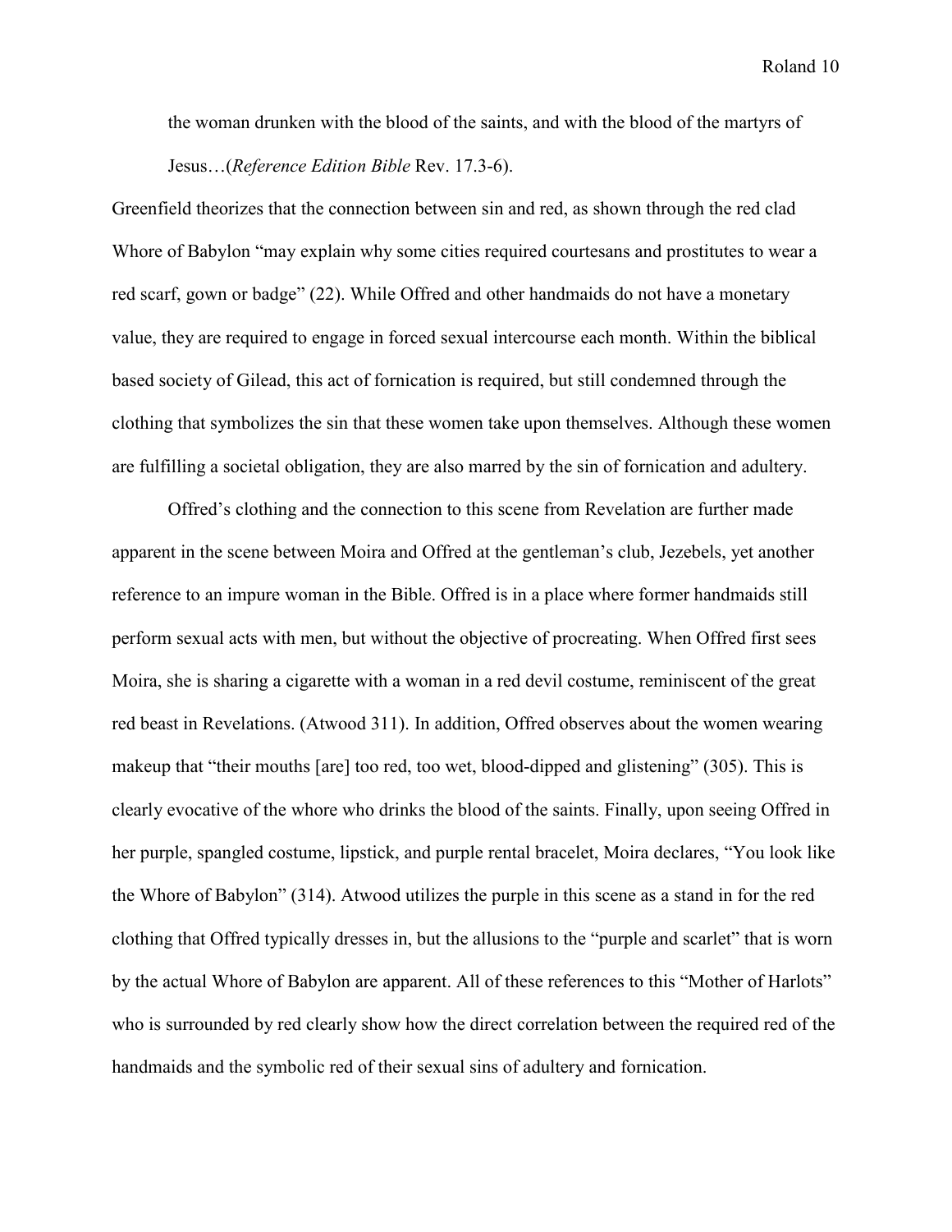> the woman drunken with the blood of the saints, and with the blood of the martyrs of Jesus…(*Reference Edition Bible* Rev. 17.3-6).

Greenfield theorizes that the connection between sin and red, as shown through the red clad Whore of Babylon "may explain why some cities required courtesans and prostitutes to wear a red scarf, gown or badge" (22). While Offred and other handmaids do not have a monetary value, they are required to engage in forced sexual intercourse each month. Within the biblical based society of Gilead, this act of fornication is required, but still condemned through the clothing that symbolizes the sin that these women take upon themselves. Although these women are fulfilling a societal obligation, they are also marred by the sin of fornication and adultery.

Offred's clothing and the connection to this scene from Revelation are further made apparent in the scene between Moira and Offred at the gentleman's club, Jezebels, yet another reference to an impure woman in the Bible. Offred is in a place where former handmaids still perform sexual acts with men, but without the objective of procreating. When Offred first sees Moira, she is sharing a cigarette with a woman in a red devil costume, reminiscent of the great red beast in Revelations. (Atwood 311). In addition, Offred observes about the women wearing makeup that "their mouths [are] too red, too wet, blood-dipped and glistening" (305). This is clearly evocative of the whore who drinks the blood of the saints. Finally, upon seeing Offred in her purple, spangled costume, lipstick, and purple rental bracelet, Moira declares, "You look like the Whore of Babylon" (314). Atwood utilizes the purple in this scene as a stand in for the red clothing that Offred typically dresses in, but the allusions to the "purple and scarlet" that is worn by the actual Whore of Babylon are apparent. All of these references to this "Mother of Harlots" who is surrounded by red clearly show how the direct correlation between the required red of the handmaids and the symbolic red of their sexual sins of adultery and fornication.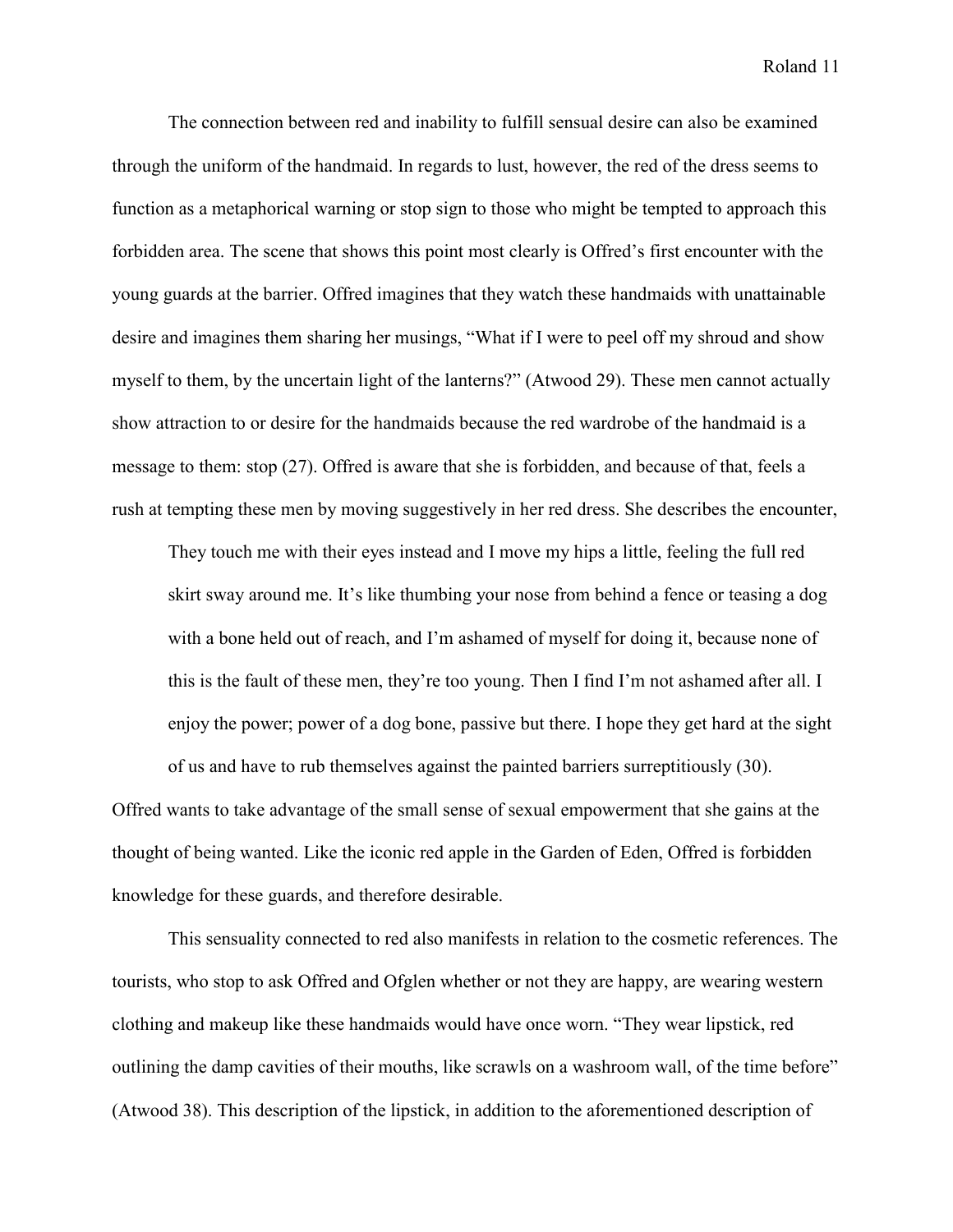The connection between red and inability to fulfill sensual desire can also be examined through the uniform of the handmaid. In regards to lust, however, the red of the dress seems to function as a metaphorical warning or stop sign to those who might be tempted to approach this forbidden area. The scene that shows this point most clearly is Offred's first encounter with the young guards at the barrier. Offred imagines that they watch these handmaids with unattainable desire and imagines them sharing her musings, "What if I were to peel off my shroud and show myself to them, by the uncertain light of the lanterns?" (Atwood 29). These men cannot actually show attraction to or desire for the handmaids because the red wardrobe of the handmaid is a message to them: stop (27). Offred is aware that she is forbidden, and because of that, feels a rush at tempting these men by moving suggestively in her red dress. She describes the encounter,

> They touch me with their eyes instead and I move my hips a little, feeling the full red skirt sway around me. It's like thumbing your nose from behind a fence or teasing a dog with a bone held out of reach, and I'm ashamed of myself for doing it, because none of this is the fault of these men, they're too young. Then I find I'm not ashamed after all. I enjoy the power; power of a dog bone, passive but there. I hope they get hard at the sight of us and have to rub themselves against the painted barriers surreptitiously (30).

Offred wants to take advantage of the small sense of sexual empowerment that she gains at the thought of being wanted. Like the iconic red apple in the Garden of Eden, Offred is forbidden knowledge for these guards, and therefore desirable.

This sensuality connected to red also manifests in relation to the cosmetic references. The tourists, who stop to ask Offred and Ofglen whether or not they are happy, are wearing western clothing and makeup like these handmaids would have once worn. "They wear lipstick, red outlining the damp cavities of their mouths, like scrawls on a washroom wall, of the time before" (Atwood 38). This description of the lipstick, in addition to the aforementioned description of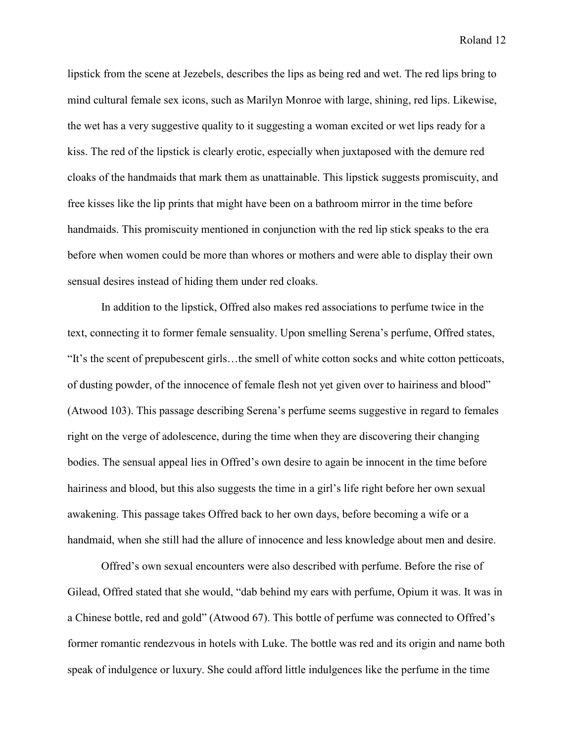lipstick from the scene at Jezebels, describes the lips as being red and wet. The red lips bring to mind cultural female sex icons, such as Marilyn Monroe with large, shining, red lips. Likewise, the wet has a very suggestive quality to it suggesting a woman excited or wet lips ready for a kiss. The red of the lipstick is clearly erotic, especially when juxtaposed with the demure red cloaks of the handmaids that mark them as unattainable. This lipstick suggests promiscuity, and free kisses like the lip prints that might have been on a bathroom mirror in the time before handmaids. This promiscuity mentioned in conjunction with the red lip stick speaks to the era before when women could be more than whores or mothers and were able to display their own sensual desires instead of hiding them under red cloaks.

In addition to the lipstick, Offred also makes red associations to perfume twice in the text, connecting it to former female sensuality. Upon smelling Serena's perfume, Offred states, "It's the scent of prepubescent girls…the smell of white cotton socks and white cotton petticoats, of dusting powder, of the innocence of female flesh not yet given over to hairiness and blood" (Atwood 103). This passage describing Serena's perfume seems suggestive in regard to females right on the verge of adolescence, during the time when they are discovering their changing bodies. The sensual appeal lies in Offred's own desire to again be innocent in the time before hairiness and blood, but this also suggests the time in a girl's life right before her own sexual awakening. This passage takes Offred back to her own days, before becoming a wife or a handmaid, when she still had the allure of innocence and less knowledge about men and desire.

Offred's own sexual encounters were also described with perfume. Before the rise of Gilead, Offred stated that she would, "dab behind my ears with perfume, Opium it was. It was in a Chinese bottle, red and gold" (Atwood 67). This bottle of perfume was connected to Offred's former romantic rendezvous in hotels with Luke. The bottle was red and its origin and name both speak of indulgence or luxury. She could afford little indulgences like the perfume in the time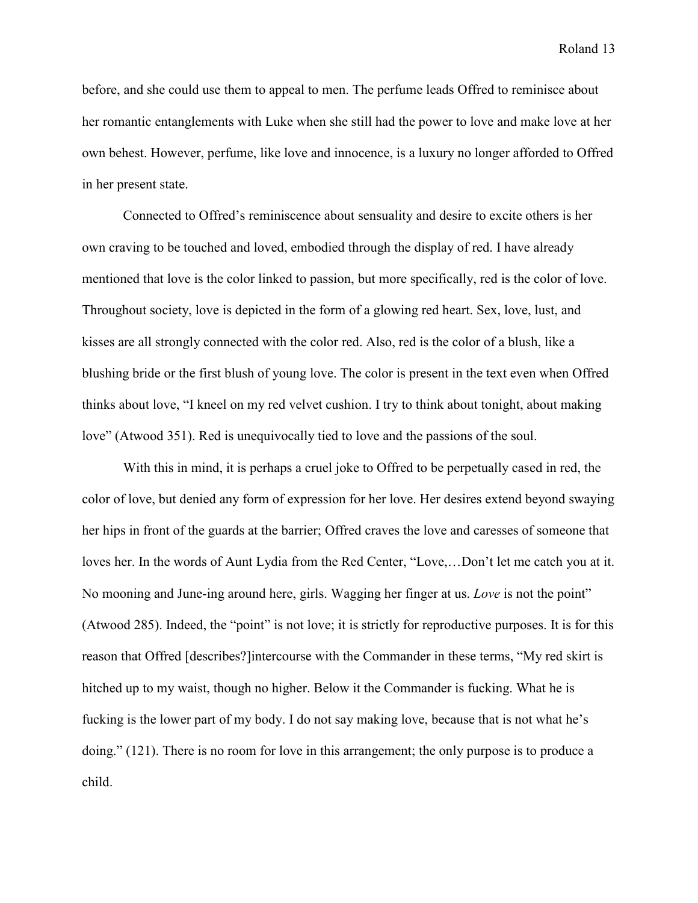before, and she could use them to appeal to men. The perfume leads Offred to reminisce about her romantic entanglements with Luke when she still had the power to love and make love at her own behest. However, perfume, like love and innocence, is a luxury no longer afforded to Offred in her present state.

Connected to Offred's reminiscence about sensuality and desire to excite others is her own craving to be touched and loved, embodied through the display of red. I have already mentioned that love is the color linked to passion, but more specifically, red is the color of love. Throughout society, love is depicted in the form of a glowing red heart. Sex, love, lust, and kisses are all strongly connected with the color red. Also, red is the color of a blush, like a blushing bride or the first blush of young love. The color is present in the text even when Offred thinks about love, "I kneel on my red velvet cushion. I try to think about tonight, about making love" (Atwood 351). Red is unequivocally tied to love and the passions of the soul.

With this in mind, it is perhaps a cruel joke to Offred to be perpetually cased in red, the color of love, but denied any form of expression for her love. Her desires extend beyond swaying her hips in front of the guards at the barrier; Offred craves the love and caresses of someone that loves her. In the words of Aunt Lydia from the Red Center, "Love,…Don't let me catch you at it. No mooning and June-ing around here, girls. Wagging her finger at us. *Love* is not the point" (Atwood 285). Indeed, the "point" is not love; it is strictly for reproductive purposes. It is for this reason that Offred [describes?]intercourse with the Commander in these terms, "My red skirt is hitched up to my waist, though no higher. Below it the Commander is fucking. What he is fucking is the lower part of my body. I do not say making love, because that is not what he's doing." (121). There is no room for love in this arrangement; the only purpose is to produce a child.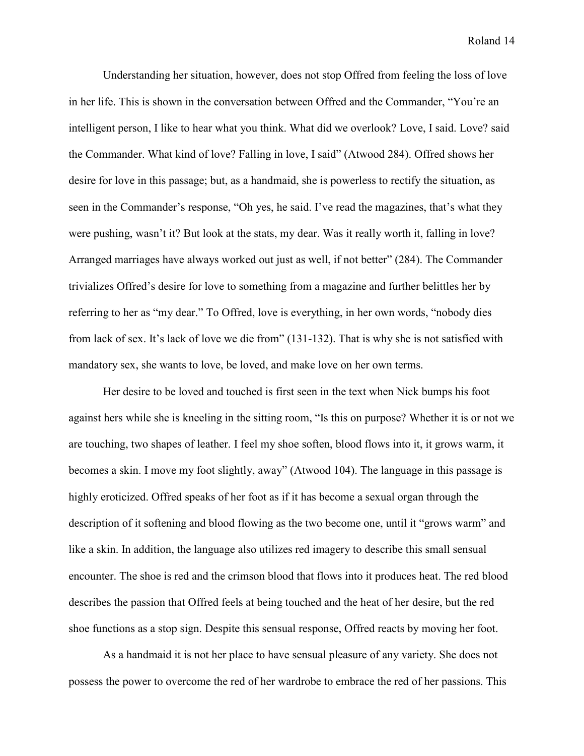Understanding her situation, however, does not stop Offred from feeling the loss of love in her life. This is shown in the conversation between Offred and the Commander, "You're an intelligent person, I like to hear what you think. What did we overlook? Love, I said. Love? said the Commander. What kind of love? Falling in love, I said" (Atwood 284). Offred shows her desire for love in this passage; but, as a handmaid, she is powerless to rectify the situation, as seen in the Commander's response, "Oh yes, he said. I've read the magazines, that's what they were pushing, wasn't it? But look at the stats, my dear. Was it really worth it, falling in love? Arranged marriages have always worked out just as well, if not better" (284). The Commander trivializes Offred's desire for love to something from a magazine and further belittles her by referring to her as "my dear." To Offred, love is everything, in her own words, "nobody dies from lack of sex. It's lack of love we die from" (131-132). That is why she is not satisfied with mandatory sex, she wants to love, be loved, and make love on her own terms.

Her desire to be loved and touched is first seen in the text when Nick bumps his foot against hers while she is kneeling in the sitting room, "Is this on purpose? Whether it is or not we are touching, two shapes of leather. I feel my shoe soften, blood flows into it, it grows warm, it becomes a skin. I move my foot slightly, away" (Atwood 104). The language in this passage is highly eroticized. Offred speaks of her foot as if it has become a sexual organ through the description of it softening and blood flowing as the two become one, until it "grows warm" and like a skin. In addition, the language also utilizes red imagery to describe this small sensual encounter. The shoe is red and the crimson blood that flows into it produces heat. The red blood describes the passion that Offred feels at being touched and the heat of her desire, but the red shoe functions as a stop sign. Despite this sensual response, Offred reacts by moving her foot.

As a handmaid it is not her place to have sensual pleasure of any variety. She does not possess the power to overcome the red of her wardrobe to embrace the red of her passions. This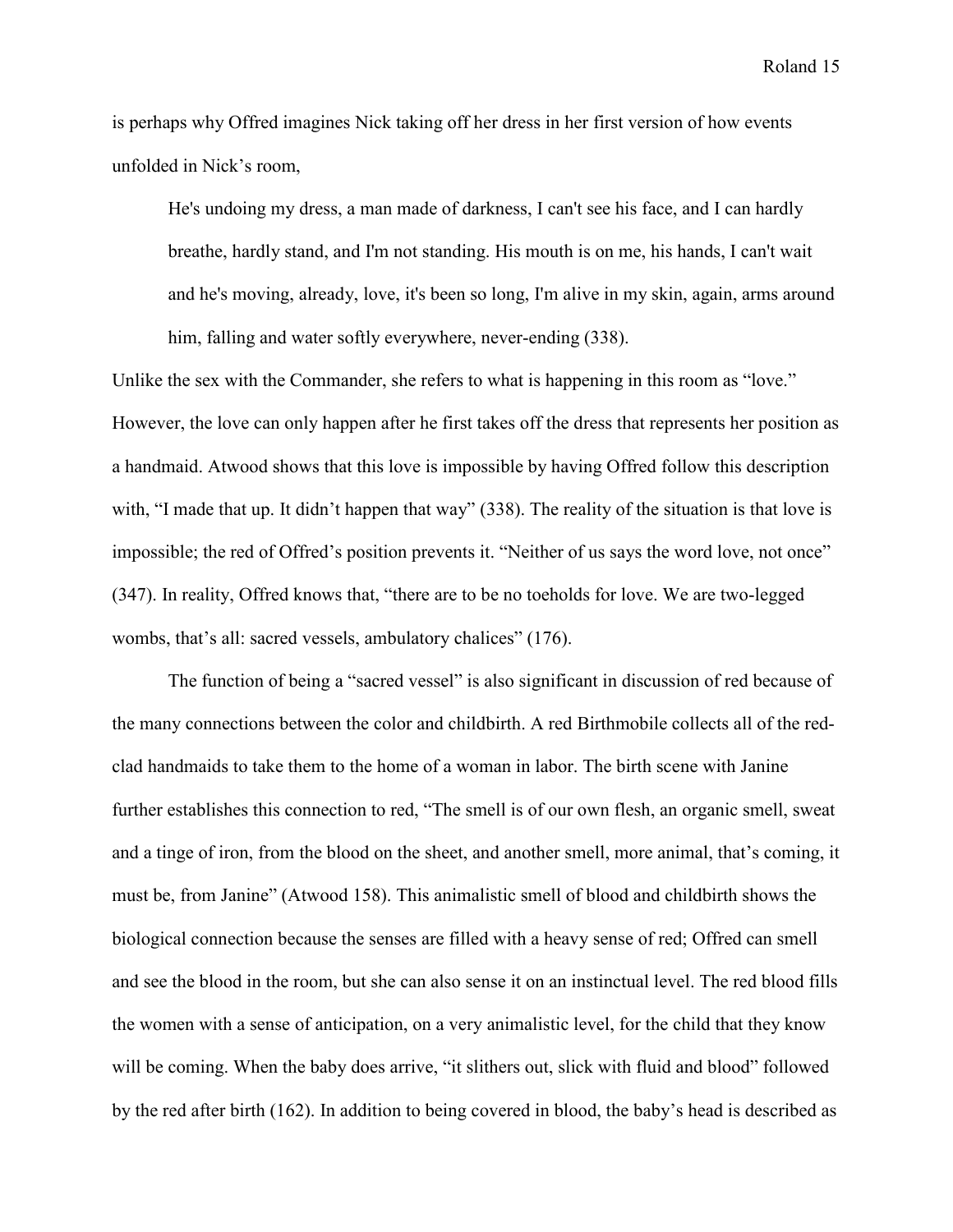is perhaps why Offred imagines Nick taking off her dress in her first version of how events unfolded in Nick's room,

> He's undoing my dress, a man made of darkness, I can't see his face, and I can hardly breathe, hardly stand, and I'm not standing. His mouth is on me, his hands, I can't wait and he's moving, already, love, it's been so long, I'm alive in my skin, again, arms around him, falling and water softly everywhere, never-ending (338).

Unlike the sex with the Commander, she refers to what is happening in this room as "love." However, the love can only happen after he first takes off the dress that represents her position as a handmaid. Atwood shows that this love is impossible by having Offred follow this description with, "I made that up. It didn't happen that way" (338). The reality of the situation is that love is impossible; the red of Offred's position prevents it. "Neither of us says the word love, not once" (347). In reality, Offred knows that, "there are to be no toeholds for love. We are two-legged wombs, that's all: sacred vessels, ambulatory chalices" (176).

The function of being a "sacred vessel" is also significant in discussion of red because of the many connections between the color and childbirth. A red Birthmobile collects all of the red-clad handmaids to take them to the home of a woman in labor. The birth scene with Janine further establishes this connection to red, "The smell is of our own flesh, an organic smell, sweat and a tinge of iron, from the blood on the sheet, and another smell, more animal, that's coming, it must be, from Janine" (Atwood 158). This animalistic smell of blood and childbirth shows the biological connection because the senses are filled with a heavy sense of red; Offred can smell and see the blood in the room, but she can also sense it on an instinctual level. The red blood fills the women with a sense of anticipation, on a very animalistic level, for the child that they know will be coming. When the baby does arrive, "it slithers out, slick with fluid and blood" followed by the red after birth (162). In addition to being covered in blood, the baby's head is described as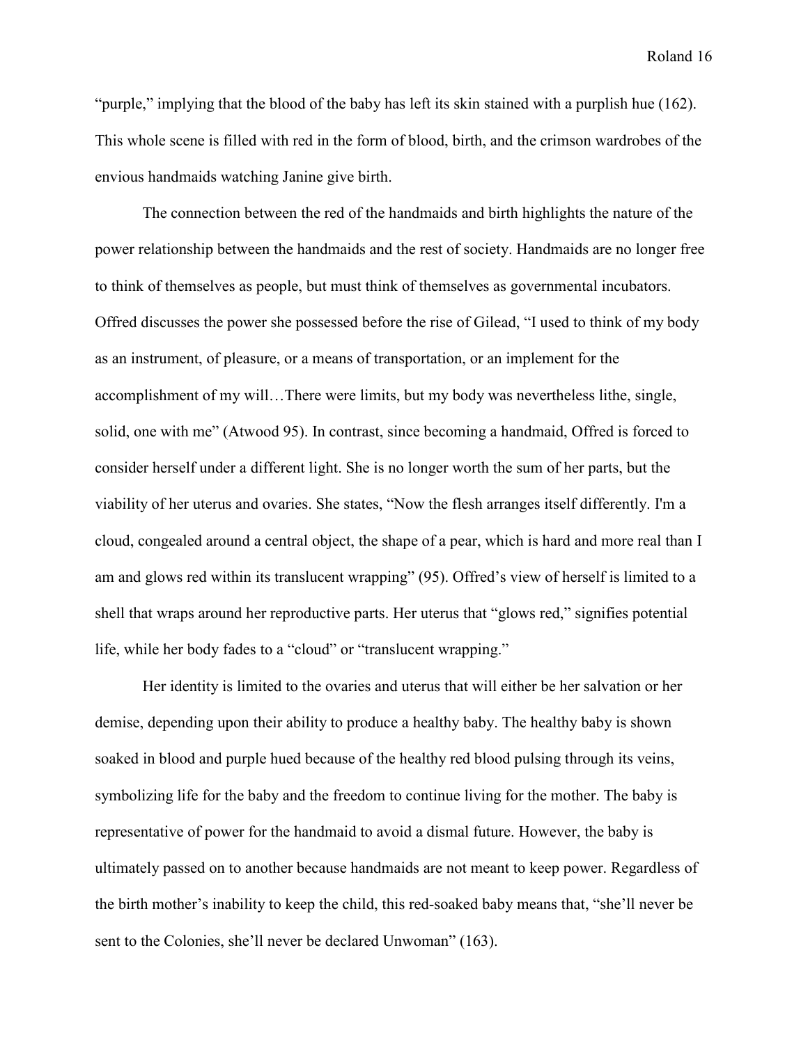"purple," implying that the blood of the baby has left its skin stained with a purplish hue (162). This whole scene is filled with red in the form of blood, birth, and the crimson wardrobes of the envious handmaids watching Janine give birth.

The connection between the red of the handmaids and birth highlights the nature of the power relationship between the handmaids and the rest of society. Handmaids are no longer free to think of themselves as people, but must think of themselves as governmental incubators. Offred discusses the power she possessed before the rise of Gilead, "I used to think of my body as an instrument, of pleasure, or a means of transportation, or an implement for the accomplishment of my will…There were limits, but my body was nevertheless lithe, single, solid, one with me" (Atwood 95). In contrast, since becoming a handmaid, Offred is forced to consider herself under a different light. She is no longer worth the sum of her parts, but the viability of her uterus and ovaries. She states, "Now the flesh arranges itself differently. I'm a cloud, congealed around a central object, the shape of a pear, which is hard and more real than I am and glows red within its translucent wrapping" (95). Offred's view of herself is limited to a shell that wraps around her reproductive parts. Her uterus that "glows red," signifies potential life, while her body fades to a "cloud" or "translucent wrapping."

Her identity is limited to the ovaries and uterus that will either be her salvation or her demise, depending upon their ability to produce a healthy baby. The healthy baby is shown soaked in blood and purple hued because of the healthy red blood pulsing through its veins, symbolizing life for the baby and the freedom to continue living for the mother. The baby is representative of power for the handmaid to avoid a dismal future. However, the baby is ultimately passed on to another because handmaids are not meant to keep power. Regardless of the birth mother's inability to keep the child, this red-soaked baby means that, "she'll never be sent to the Colonies, she'll never be declared Unwoman" (163).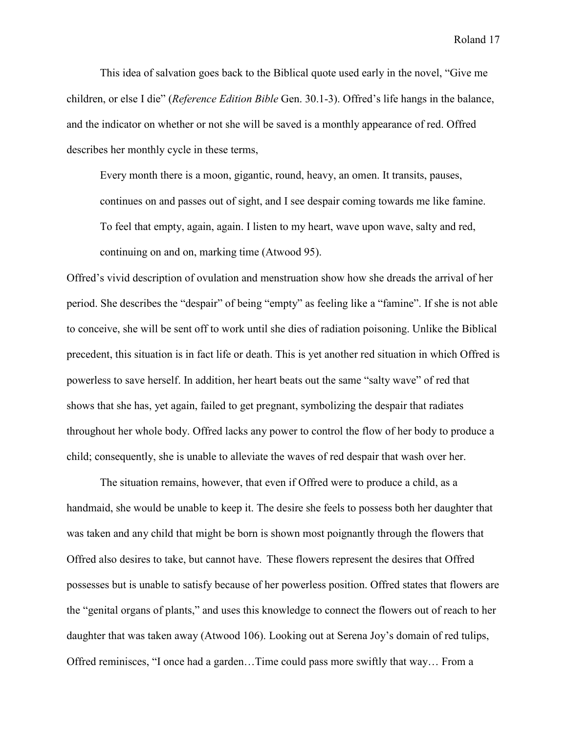This idea of salvation goes back to the Biblical quote used early in the novel, "Give me children, or else I die" (*Reference Edition Bible* Gen. 30.1-3). Offred's life hangs in the balance, and the indicator on whether or not she will be saved is a monthly appearance of red. Offred describes her monthly cycle in these terms,

> Every month there is a moon, gigantic, round, heavy, an omen. It transits, pauses, continues on and passes out of sight, and I see despair coming towards me like famine. To feel that empty, again, again. I listen to my heart, wave upon wave, salty and red, continuing on and on, marking time (Atwood 95).

Offred's vivid description of ovulation and menstruation show how she dreads the arrival of her period. She describes the "despair" of being "empty" as feeling like a "famine". If she is not able to conceive, she will be sent off to work until she dies of radiation poisoning. Unlike the Biblical precedent, this situation is in fact life or death. This is yet another red situation in which Offred is powerless to save herself. In addition, her heart beats out the same "salty wave" of red that shows that she has, yet again, failed to get pregnant, symbolizing the despair that radiates throughout her whole body. Offred lacks any power to control the flow of her body to produce a child; consequently, she is unable to alleviate the waves of red despair that wash over her.

The situation remains, however, that even if Offred were to produce a child, as a handmaid, she would be unable to keep it. The desire she feels to possess both her daughter that was taken and any child that might be born is shown most poignantly through the flowers that Offred also desires to take, but cannot have. These flowers represent the desires that Offred possesses but is unable to satisfy because of her powerless position. Offred states that flowers are the "genital organs of plants," and uses this knowledge to connect the flowers out of reach to her daughter that was taken away (Atwood 106). Looking out at Serena Joy's domain of red tulips, Offred reminisces, "I once had a garden…Time could pass more swiftly that way… From a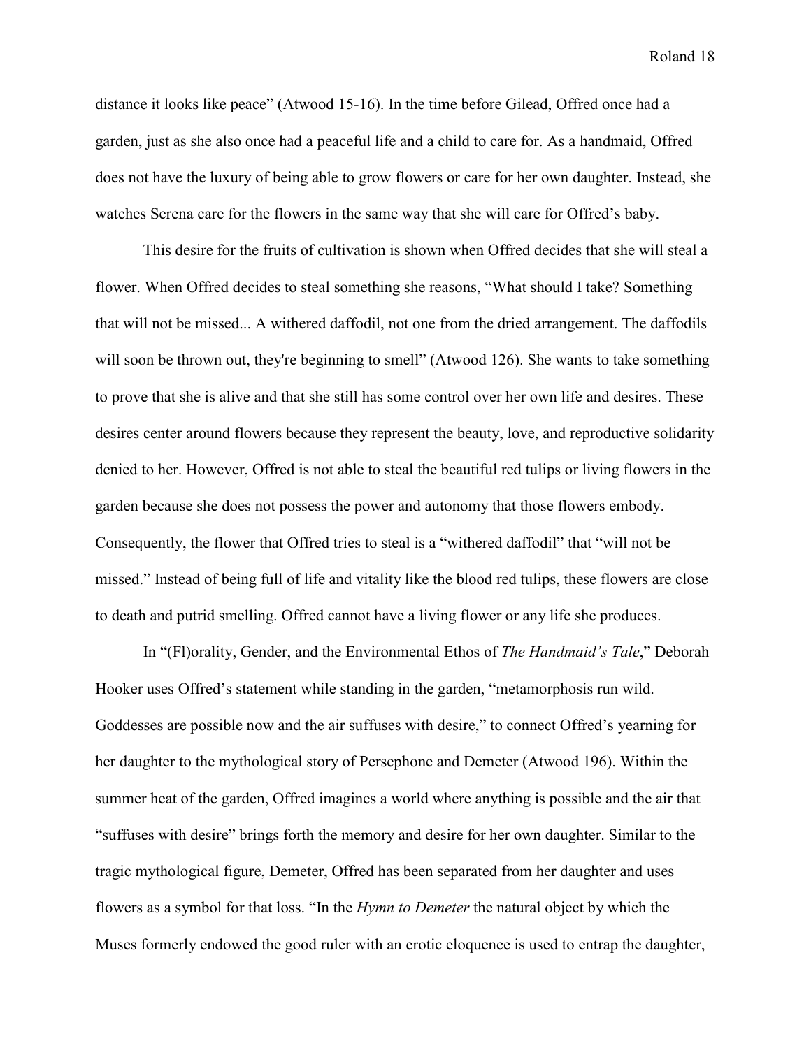distance it looks like peace" (Atwood 15-16). In the time before Gilead, Offred once had a garden, just as she also once had a peaceful life and a child to care for. As a handmaid, Offred does not have the luxury of being able to grow flowers or care for her own daughter. Instead, she watches Serena care for the flowers in the same way that she will care for Offred's baby.

This desire for the fruits of cultivation is shown when Offred decides that she will steal a flower. When Offred decides to steal something she reasons, "What should I take? Something that will not be missed... A withered daffodil, not one from the dried arrangement. The daffodils will soon be thrown out, they're beginning to smell" (Atwood 126). She wants to take something to prove that she is alive and that she still has some control over her own life and desires. These desires center around flowers because they represent the beauty, love, and reproductive solidarity denied to her. However, Offred is not able to steal the beautiful red tulips or living flowers in the garden because she does not possess the power and autonomy that those flowers embody. Consequently, the flower that Offred tries to steal is a "withered daffodil" that "will not be missed." Instead of being full of life and vitality like the blood red tulips, these flowers are close to death and putrid smelling. Offred cannot have a living flower or any life she produces.

In "(Fl)orality, Gender, and the Environmental Ethos of *The Handmaid's Tale*," Deborah Hooker uses Offred's statement while standing in the garden, "metamorphosis run wild. Goddesses are possible now and the air suffuses with desire," to connect Offred's yearning for her daughter to the mythological story of Persephone and Demeter (Atwood 196). Within the summer heat of the garden, Offred imagines a world where anything is possible and the air that "suffuses with desire" brings forth the memory and desire for her own daughter. Similar to the tragic mythological figure, Demeter, Offred has been separated from her daughter and uses flowers as a symbol for that loss. "In the *Hymn to Demeter* the natural object by which the Muses formerly endowed the good ruler with an erotic eloquence is used to entrap the daughter,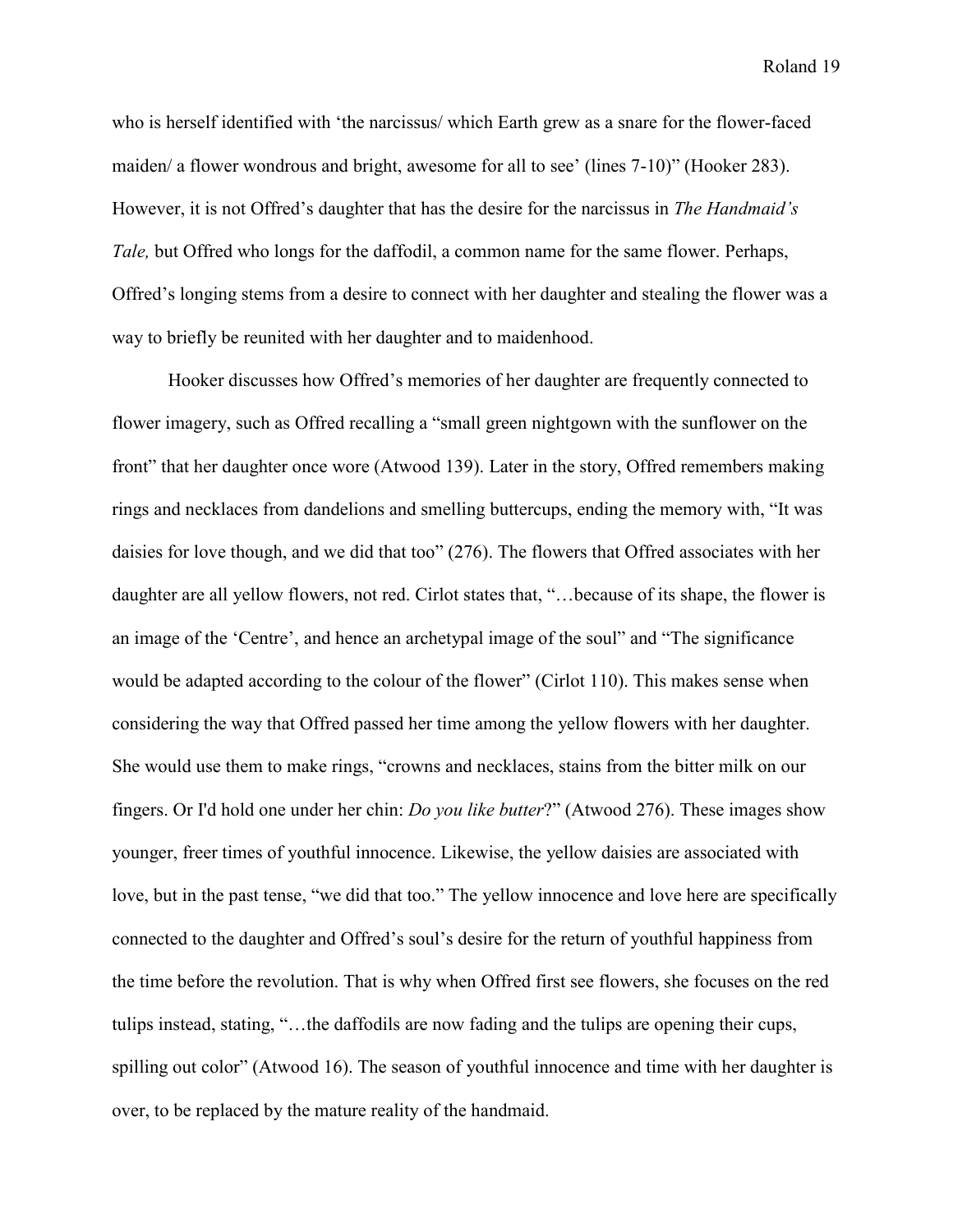who is herself identified with 'the narcissus/ which Earth grew as a snare for the flower-faced maiden/ a flower wondrous and bright, awesome for all to see' (lines 7-10)" (Hooker 283). However, it is not Offred's daughter that has the desire for the narcissus in *The Handmaid's Tale,* but Offred who longs for the daffodil, a common name for the same flower. Perhaps, Offred's longing stems from a desire to connect with her daughter and stealing the flower was a way to briefly be reunited with her daughter and to maidenhood.

Hooker discusses how Offred's memories of her daughter are frequently connected to flower imagery, such as Offred recalling a "small green nightgown with the sunflower on the front" that her daughter once wore (Atwood 139). Later in the story, Offred remembers making rings and necklaces from dandelions and smelling buttercups, ending the memory with, "It was daisies for love though, and we did that too" (276). The flowers that Offred associates with her daughter are all yellow flowers, not red. Cirlot states that, "…because of its shape, the flower is an image of the 'Centre', and hence an archetypal image of the soul" and "The significance would be adapted according to the colour of the flower" (Cirlot 110). This makes sense when considering the way that Offred passed her time among the yellow flowers with her daughter. She would use them to make rings, "crowns and necklaces, stains from the bitter milk on our fingers. Or I'd hold one under her chin: *Do you like butter*?" (Atwood 276). These images show younger, freer times of youthful innocence. Likewise, the yellow daisies are associated with love, but in the past tense, "we did that too." The yellow innocence and love here are specifically connected to the daughter and Offred's soul's desire for the return of youthful happiness from the time before the revolution. That is why when Offred first see flowers, she focuses on the red tulips instead, stating, "…the daffodils are now fading and the tulips are opening their cups, spilling out color" (Atwood 16). The season of youthful innocence and time with her daughter is over, to be replaced by the mature reality of the handmaid.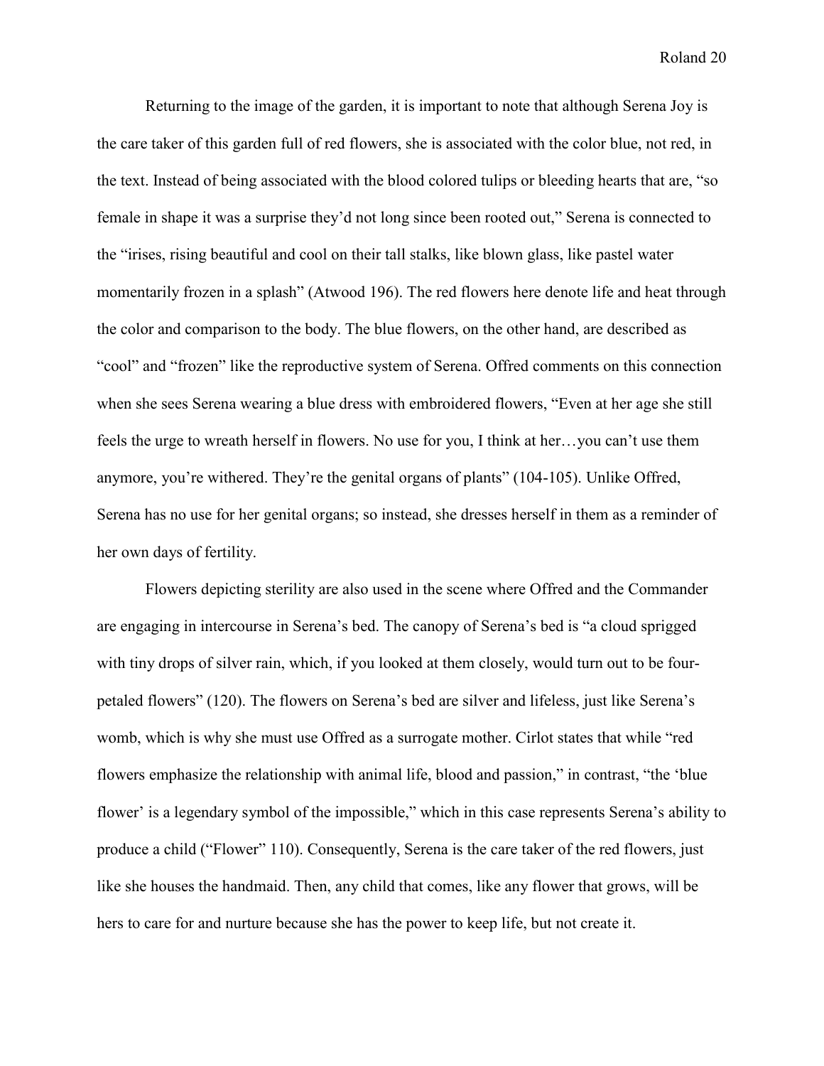Returning to the image of the garden, it is important to note that although Serena Joy is the care taker of this garden full of red flowers, she is associated with the color blue, not red, in the text. Instead of being associated with the blood colored tulips or bleeding hearts that are, "so female in shape it was a surprise they'd not long since been rooted out," Serena is connected to the "irises, rising beautiful and cool on their tall stalks, like blown glass, like pastel water momentarily frozen in a splash" (Atwood 196). The red flowers here denote life and heat through the color and comparison to the body. The blue flowers, on the other hand, are described as "cool" and "frozen" like the reproductive system of Serena. Offred comments on this connection when she sees Serena wearing a blue dress with embroidered flowers, "Even at her age she still feels the urge to wreath herself in flowers. No use for you, I think at her…you can't use them anymore, you're withered. They're the genital organs of plants" (104-105). Unlike Offred, Serena has no use for her genital organs; so instead, she dresses herself in them as a reminder of her own days of fertility.

Flowers depicting sterility are also used in the scene where Offred and the Commander are engaging in intercourse in Serena's bed. The canopy of Serena's bed is "a cloud sprigged with tiny drops of silver rain, which, if you looked at them closely, would turn out to be four-petaled flowers" (120). The flowers on Serena's bed are silver and lifeless, just like Serena's womb, which is why she must use Offred as a surrogate mother. Cirlot states that while "red flowers emphasize the relationship with animal life, blood and passion," in contrast, "the 'blue flower' is a legendary symbol of the impossible," which in this case represents Serena's ability to produce a child ("Flower" 110). Consequently, Serena is the care taker of the red flowers, just like she houses the handmaid. Then, any child that comes, like any flower that grows, will be hers to care for and nurture because she has the power to keep life, but not create it.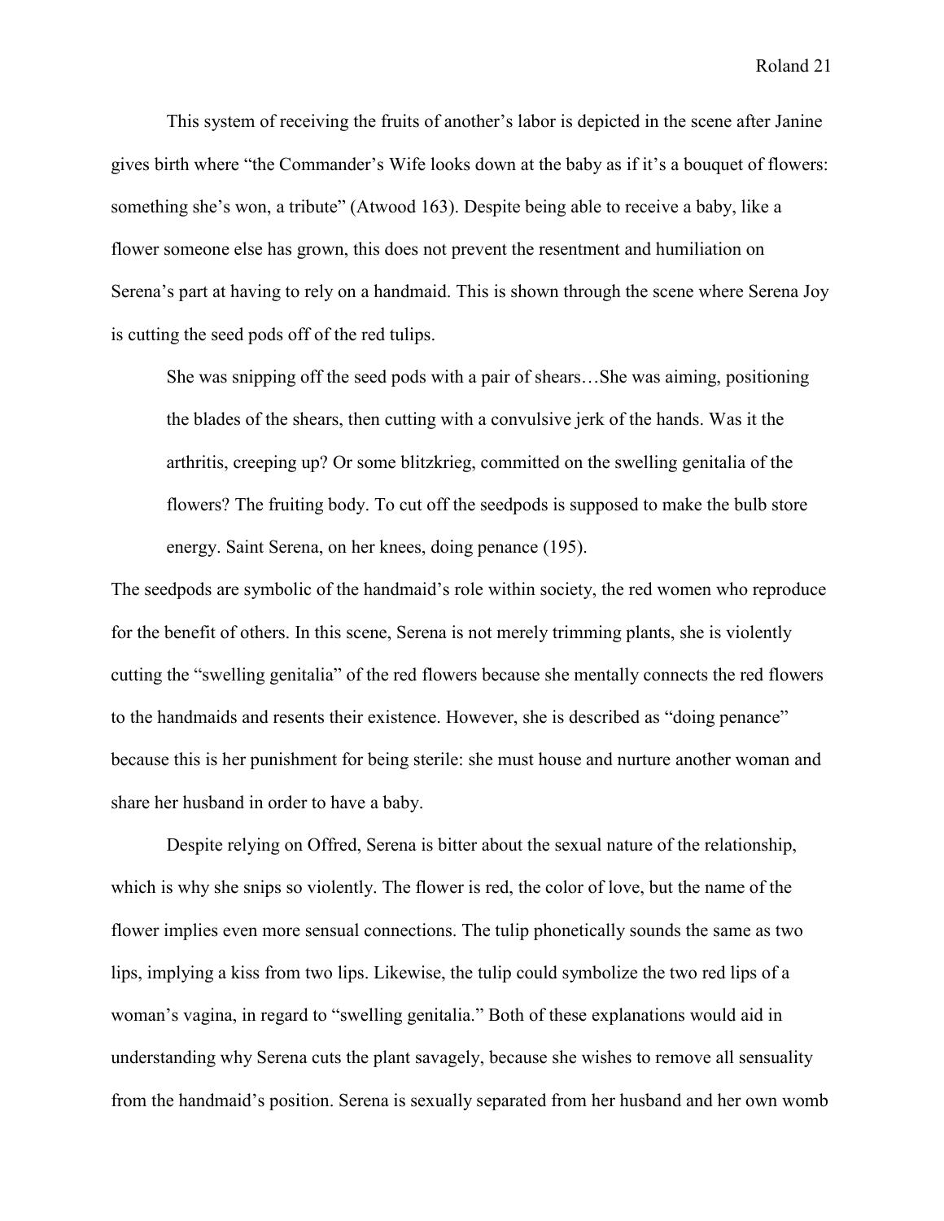This system of receiving the fruits of another's labor is depicted in the scene after Janine gives birth where "the Commander's Wife looks down at the baby as if it's a bouquet of flowers: something she's won, a tribute" (Atwood 163). Despite being able to receive a baby, like a flower someone else has grown, this does not prevent the resentment and humiliation on Serena's part at having to rely on a handmaid. This is shown through the scene where Serena Joy is cutting the seed pods off of the red tulips.

> She was snipping off the seed pods with a pair of shears…She was aiming, positioning the blades of the shears, then cutting with a convulsive jerk of the hands. Was it the arthritis, creeping up? Or some blitzkrieg, committed on the swelling genitalia of the flowers? The fruiting body. To cut off the seedpods is supposed to make the bulb store energy. Saint Serena, on her knees, doing penance (195).

The seedpods are symbolic of the handmaid's role within society, the red women who reproduce for the benefit of others. In this scene, Serena is not merely trimming plants, she is violently cutting the "swelling genitalia" of the red flowers because she mentally connects the red flowers to the handmaids and resents their existence. However, she is described as "doing penance" because this is her punishment for being sterile: she must house and nurture another woman and share her husband in order to have a baby.

Despite relying on Offred, Serena is bitter about the sexual nature of the relationship, which is why she snips so violently. The flower is red, the color of love, but the name of the flower implies even more sensual connections. The tulip phonetically sounds the same as two lips, implying a kiss from two lips. Likewise, the tulip could symbolize the two red lips of a woman's vagina, in regard to "swelling genitalia." Both of these explanations would aid in understanding why Serena cuts the plant savagely, because she wishes to remove all sensuality from the handmaid's position. Serena is sexually separated from her husband and her own womb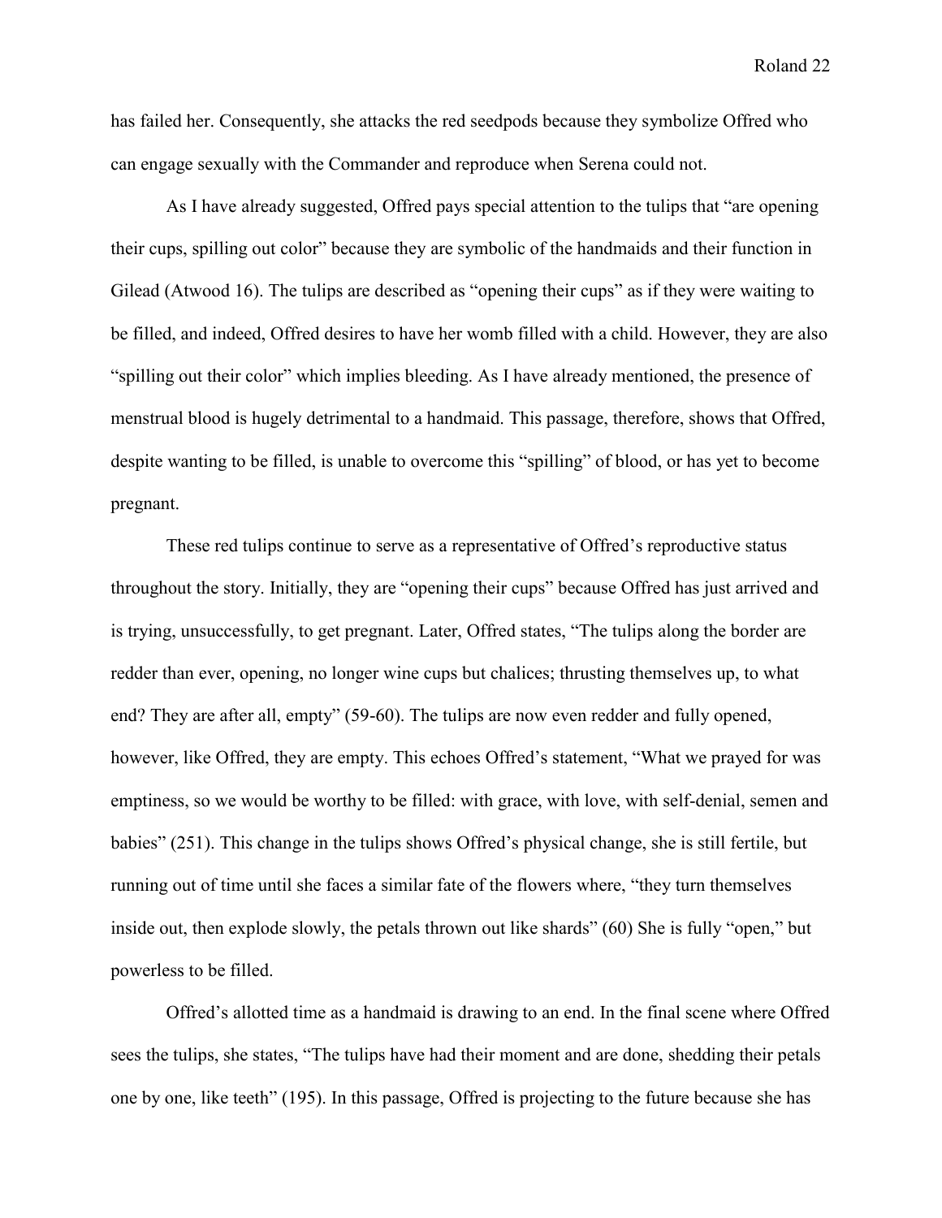has failed her. Consequently, she attacks the red seedpods because they symbolize Offred who can engage sexually with the Commander and reproduce when Serena could not.

As I have already suggested, Offred pays special attention to the tulips that "are opening their cups, spilling out color" because they are symbolic of the handmaids and their function in Gilead (Atwood 16). The tulips are described as "opening their cups" as if they were waiting to be filled, and indeed, Offred desires to have her womb filled with a child. However, they are also "spilling out their color" which implies bleeding. As I have already mentioned, the presence of menstrual blood is hugely detrimental to a handmaid. This passage, therefore, shows that Offred, despite wanting to be filled, is unable to overcome this "spilling" of blood, or has yet to become pregnant.

These red tulips continue to serve as a representative of Offred's reproductive status throughout the story. Initially, they are "opening their cups" because Offred has just arrived and is trying, unsuccessfully, to get pregnant. Later, Offred states, "The tulips along the border are redder than ever, opening, no longer wine cups but chalices; thrusting themselves up, to what end? They are after all, empty" (59-60). The tulips are now even redder and fully opened, however, like Offred, they are empty. This echoes Offred's statement, "What we prayed for was emptiness, so we would be worthy to be filled: with grace, with love, with self-denial, semen and babies" (251). This change in the tulips shows Offred's physical change, she is still fertile, but running out of time until she faces a similar fate of the flowers where, "they turn themselves inside out, then explode slowly, the petals thrown out like shards" (60) She is fully "open," but powerless to be filled.

Offred's allotted time as a handmaid is drawing to an end. In the final scene where Offred sees the tulips, she states, "The tulips have had their moment and are done, shedding their petals one by one, like teeth" (195). In this passage, Offred is projecting to the future because she has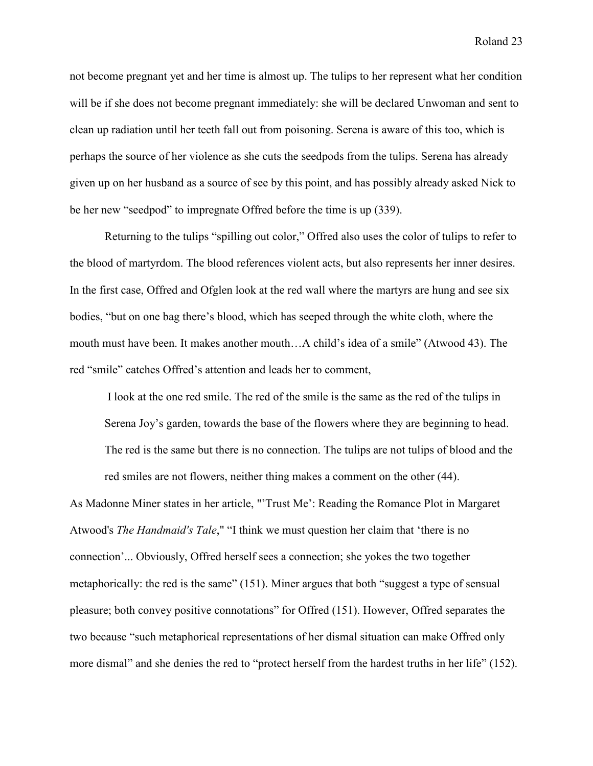not become pregnant yet and her time is almost up. The tulips to her represent what her condition will be if she does not become pregnant immediately: she will be declared Unwoman and sent to clean up radiation until her teeth fall out from poisoning. Serena is aware of this too, which is perhaps the source of her violence as she cuts the seedpods from the tulips. Serena has already given up on her husband as a source of see by this point, and has possibly already asked Nick to be her new "seedpod" to impregnate Offred before the time is up (339).

Returning to the tulips "spilling out color," Offred also uses the color of tulips to refer to the blood of martyrdom. The blood references violent acts, but also represents her inner desires. In the first case, Offred and Ofglen look at the red wall where the martyrs are hung and see six bodies, "but on one bag there's blood, which has seeped through the white cloth, where the mouth must have been. It makes another mouth…A child's idea of a smile" (Atwood 43). The red "smile" catches Offred's attention and leads her to comment,

> I look at the one red smile. The red of the smile is the same as the red of the tulips in Serena Joy's garden, towards the base of the flowers where they are beginning to head. The red is the same but there is no connection. The tulips are not tulips of blood and the red smiles are not flowers, neither thing makes a comment on the other (44).

As Madonne Miner states in her article, "'Trust Me': Reading the Romance Plot in Margaret Atwood's *The Handmaid's Tale*," "I think we must question her claim that 'there is no connection'... Obviously, Offred herself sees a connection; she yokes the two together metaphorically: the red is the same" (151). Miner argues that both "suggest a type of sensual pleasure; both convey positive connotations" for Offred (151). However, Offred separates the two because "such metaphorical representations of her dismal situation can make Offred only more dismal" and she denies the red to "protect herself from the hardest truths in her life" (152).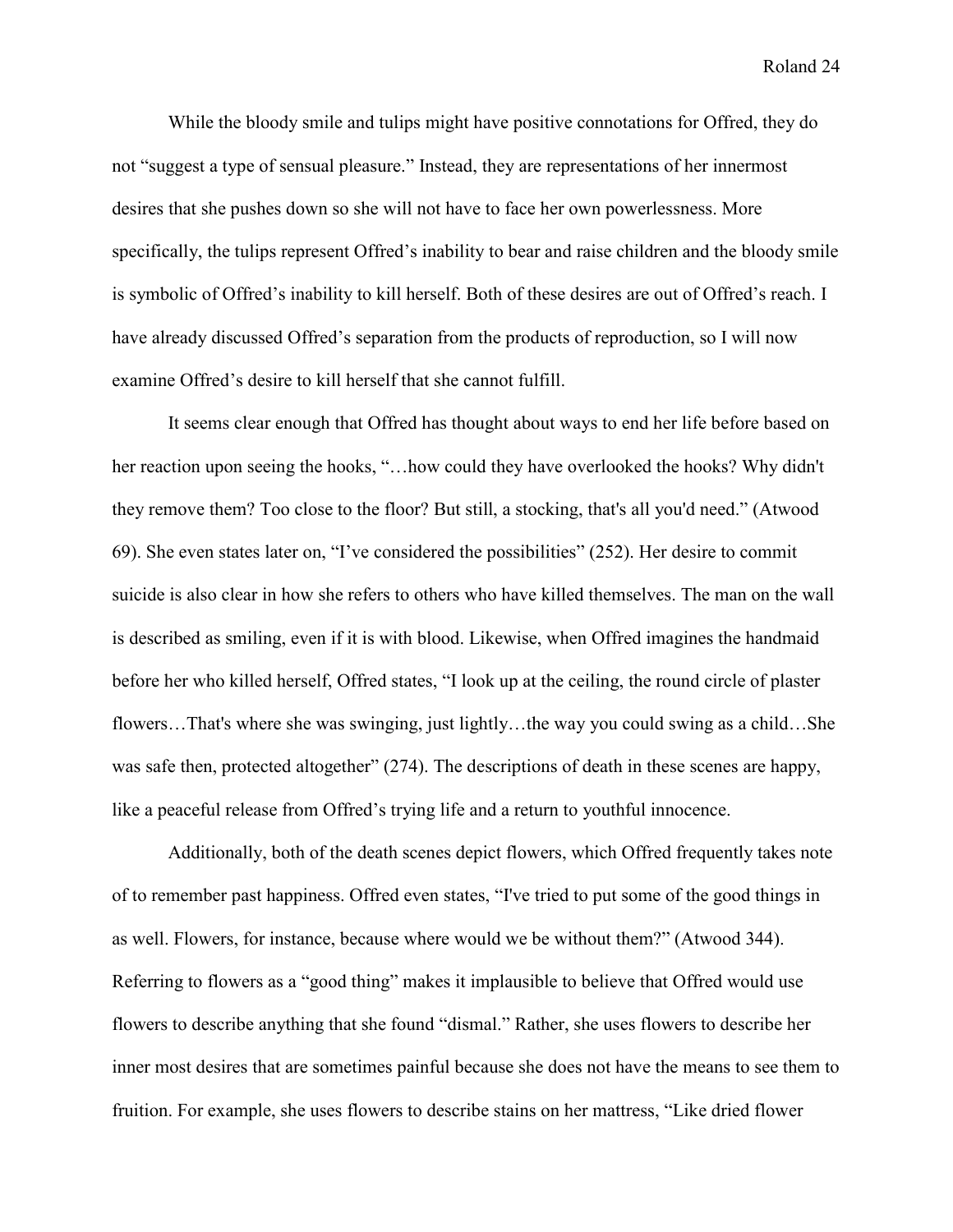While the bloody smile and tulips might have positive connotations for Offred, they do not "suggest a type of sensual pleasure." Instead, they are representations of her innermost desires that she pushes down so she will not have to face her own powerlessness. More specifically, the tulips represent Offred's inability to bear and raise children and the bloody smile is symbolic of Offred's inability to kill herself. Both of these desires are out of Offred's reach. I have already discussed Offred's separation from the products of reproduction, so I will now examine Offred's desire to kill herself that she cannot fulfill.

It seems clear enough that Offred has thought about ways to end her life before based on her reaction upon seeing the hooks, "…how could they have overlooked the hooks? Why didn't they remove them? Too close to the floor? But still, a stocking, that's all you'd need." (Atwood 69). She even states later on, "I've considered the possibilities" (252). Her desire to commit suicide is also clear in how she refers to others who have killed themselves. The man on the wall is described as smiling, even if it is with blood. Likewise, when Offred imagines the handmaid before her who killed herself, Offred states, "I look up at the ceiling, the round circle of plaster flowers…That's where she was swinging, just lightly…the way you could swing as a child…She was safe then, protected altogether" (274). The descriptions of death in these scenes are happy, like a peaceful release from Offred's trying life and a return to youthful innocence.

Additionally, both of the death scenes depict flowers, which Offred frequently takes note of to remember past happiness. Offred even states, "I've tried to put some of the good things in as well. Flowers, for instance, because where would we be without them?" (Atwood 344). Referring to flowers as a "good thing" makes it implausible to believe that Offred would use flowers to describe anything that she found "dismal." Rather, she uses flowers to describe her inner most desires that are sometimes painful because she does not have the means to see them to fruition. For example, she uses flowers to describe stains on her mattress, "Like dried flower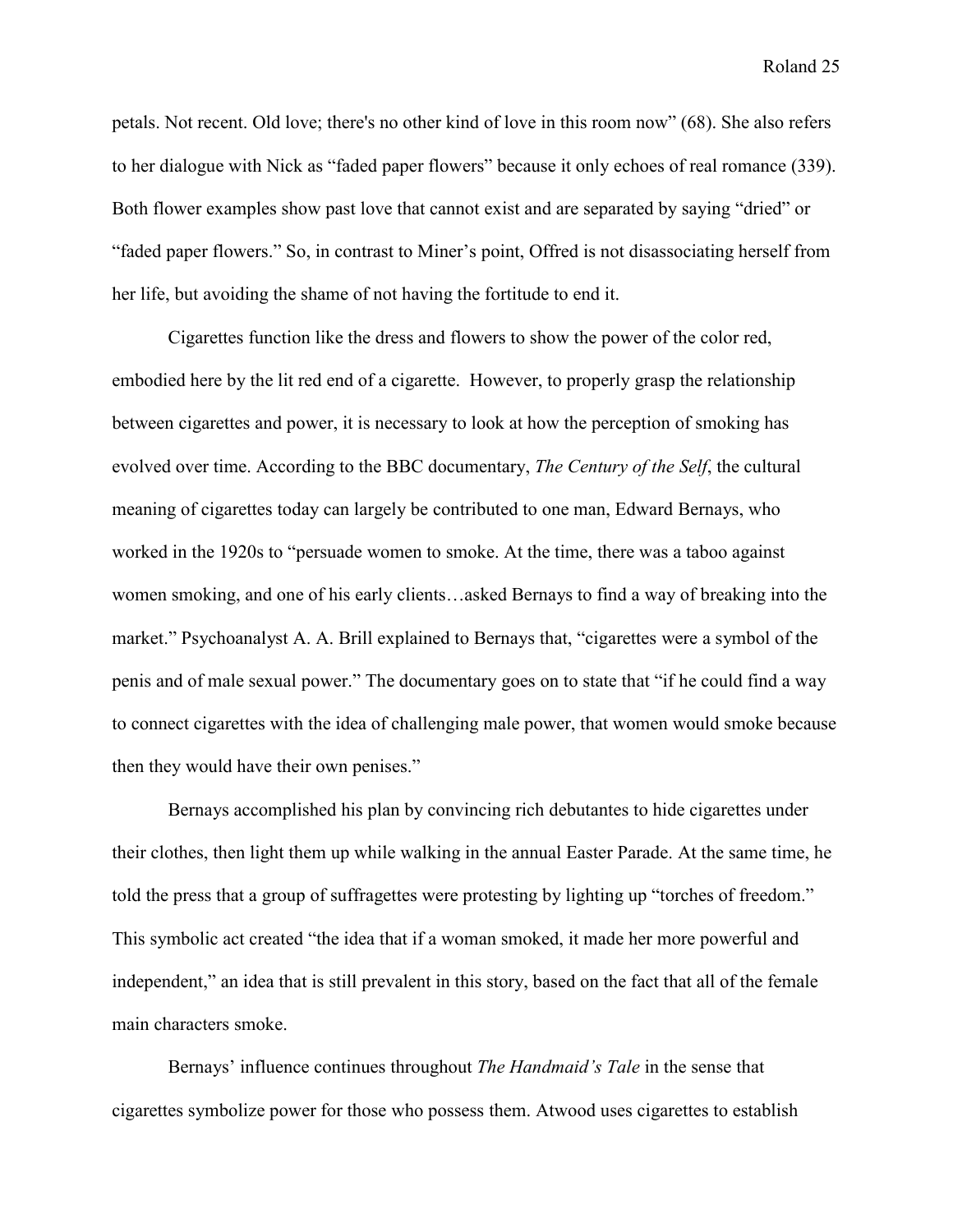petals. Not recent. Old love; there's no other kind of love in this room now" (68). She also refers to her dialogue with Nick as "faded paper flowers" because it only echoes of real romance (339). Both flower examples show past love that cannot exist and are separated by saying "dried" or "faded paper flowers." So, in contrast to Miner's point, Offred is not disassociating herself from her life, but avoiding the shame of not having the fortitude to end it.

Cigarettes function like the dress and flowers to show the power of the color red, embodied here by the lit red end of a cigarette. However, to properly grasp the relationship between cigarettes and power, it is necessary to look at how the perception of smoking has evolved over time. According to the BBC documentary, *The Century of the Self*, the cultural meaning of cigarettes today can largely be contributed to one man, Edward Bernays, who worked in the 1920s to "persuade women to smoke. At the time, there was a taboo against women smoking, and one of his early clients…asked Bernays to find a way of breaking into the market." Psychoanalyst A. A. Brill explained to Bernays that, "cigarettes were a symbol of the penis and of male sexual power." The documentary goes on to state that "if he could find a way to connect cigarettes with the idea of challenging male power, that women would smoke because then they would have their own penises."

Bernays accomplished his plan by convincing rich debutantes to hide cigarettes under their clothes, then light them up while walking in the annual Easter Parade. At the same time, he told the press that a group of suffragettes were protesting by lighting up "torches of freedom." This symbolic act created "the idea that if a woman smoked, it made her more powerful and independent," an idea that is still prevalent in this story, based on the fact that all of the female main characters smoke.

Bernays' influence continues throughout *The Handmaid's Tale* in the sense that cigarettes symbolize power for those who possess them. Atwood uses cigarettes to establish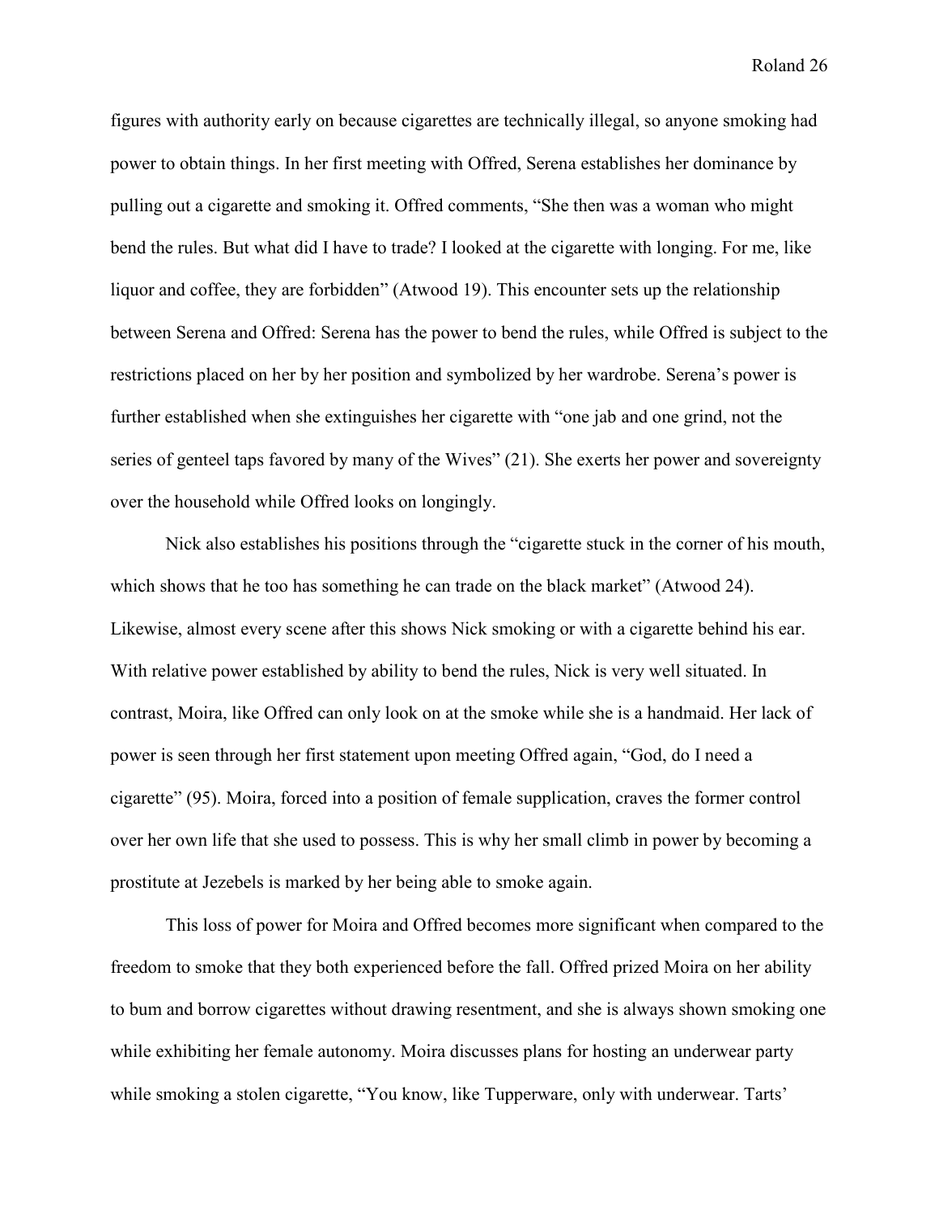figures with authority early on because cigarettes are technically illegal, so anyone smoking had power to obtain things. In her first meeting with Offred, Serena establishes her dominance by pulling out a cigarette and smoking it. Offred comments, "She then was a woman who might bend the rules. But what did I have to trade? I looked at the cigarette with longing. For me, like liquor and coffee, they are forbidden" (Atwood 19). This encounter sets up the relationship between Serena and Offred: Serena has the power to bend the rules, while Offred is subject to the restrictions placed on her by her position and symbolized by her wardrobe. Serena's power is further established when she extinguishes her cigarette with "one jab and one grind, not the series of genteel taps favored by many of the Wives" (21). She exerts her power and sovereignty over the household while Offred looks on longingly.

Nick also establishes his positions through the "cigarette stuck in the corner of his mouth, which shows that he too has something he can trade on the black market" (Atwood 24). Likewise, almost every scene after this shows Nick smoking or with a cigarette behind his ear. With relative power established by ability to bend the rules, Nick is very well situated. In contrast, Moira, like Offred can only look on at the smoke while she is a handmaid. Her lack of power is seen through her first statement upon meeting Offred again, "God, do I need a cigarette" (95). Moira, forced into a position of female supplication, craves the former control over her own life that she used to possess. This is why her small climb in power by becoming a prostitute at Jezebels is marked by her being able to smoke again.

This loss of power for Moira and Offred becomes more significant when compared to the freedom to smoke that they both experienced before the fall. Offred prized Moira on her ability to bum and borrow cigarettes without drawing resentment, and she is always shown smoking one while exhibiting her female autonomy. Moira discusses plans for hosting an underwear party while smoking a stolen cigarette, "You know, like Tupperware, only with underwear. Tarts'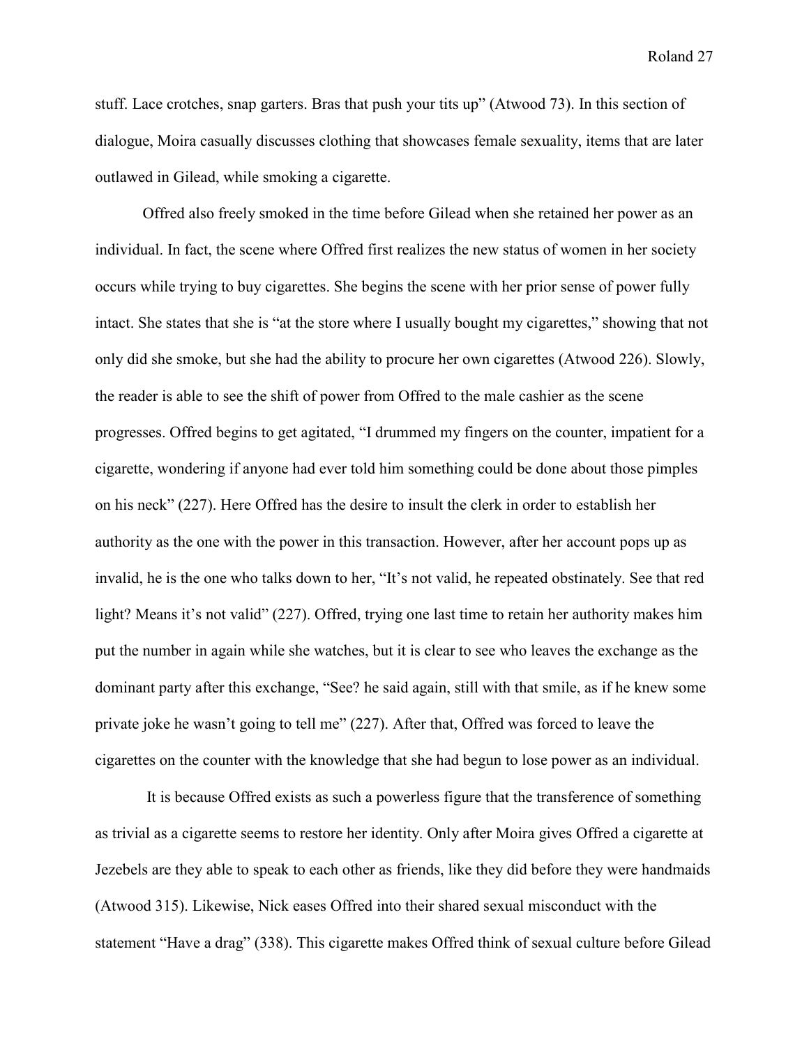stuff. Lace crotches, snap garters. Bras that push your tits up" (Atwood 73). In this section of dialogue, Moira casually discusses clothing that showcases female sexuality, items that are later outlawed in Gilead, while smoking a cigarette.

Offred also freely smoked in the time before Gilead when she retained her power as an individual. In fact, the scene where Offred first realizes the new status of women in her society occurs while trying to buy cigarettes. She begins the scene with her prior sense of power fully intact. She states that she is "at the store where I usually bought my cigarettes," showing that not only did she smoke, but she had the ability to procure her own cigarettes (Atwood 226). Slowly, the reader is able to see the shift of power from Offred to the male cashier as the scene progresses. Offred begins to get agitated, "I drummed my fingers on the counter, impatient for a cigarette, wondering if anyone had ever told him something could be done about those pimples on his neck" (227). Here Offred has the desire to insult the clerk in order to establish her authority as the one with the power in this transaction. However, after her account pops up as invalid, he is the one who talks down to her, "It's not valid, he repeated obstinately. See that red light? Means it's not valid" (227). Offred, trying one last time to retain her authority makes him put the number in again while she watches, but it is clear to see who leaves the exchange as the dominant party after this exchange, "See? he said again, still with that smile, as if he knew some private joke he wasn't going to tell me" (227). After that, Offred was forced to leave the cigarettes on the counter with the knowledge that she had begun to lose power as an individual.

It is because Offred exists as such a powerless figure that the transference of something as trivial as a cigarette seems to restore her identity. Only after Moira gives Offred a cigarette at Jezebels are they able to speak to each other as friends, like they did before they were handmaids (Atwood 315). Likewise, Nick eases Offred into their shared sexual misconduct with the statement "Have a drag" (338). This cigarette makes Offred think of sexual culture before Gilead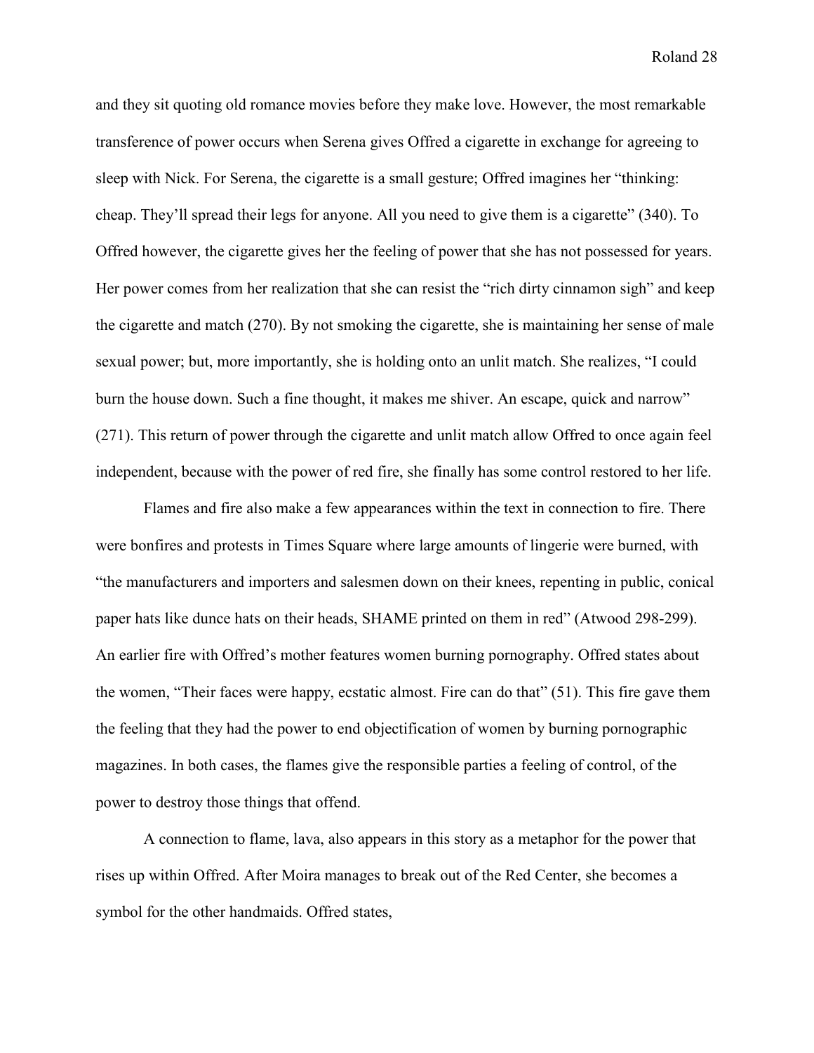and they sit quoting old romance movies before they make love. However, the most remarkable transference of power occurs when Serena gives Offred a cigarette in exchange for agreeing to sleep with Nick. For Serena, the cigarette is a small gesture; Offred imagines her "thinking: cheap. They'll spread their legs for anyone. All you need to give them is a cigarette" (340). To Offred however, the cigarette gives her the feeling of power that she has not possessed for years. Her power comes from her realization that she can resist the "rich dirty cinnamon sigh" and keep the cigarette and match (270). By not smoking the cigarette, she is maintaining her sense of male sexual power; but, more importantly, she is holding onto an unlit match. She realizes, "I could burn the house down. Such a fine thought, it makes me shiver. An escape, quick and narrow" (271). This return of power through the cigarette and unlit match allow Offred to once again feel independent, because with the power of red fire, she finally has some control restored to her life.

Flames and fire also make a few appearances within the text in connection to fire. There were bonfires and protests in Times Square where large amounts of lingerie were burned, with "the manufacturers and importers and salesmen down on their knees, repenting in public, conical paper hats like dunce hats on their heads, SHAME printed on them in red" (Atwood 298-299). An earlier fire with Offred's mother features women burning pornography. Offred states about the women, "Their faces were happy, ecstatic almost. Fire can do that" (51). This fire gave them the feeling that they had the power to end objectification of women by burning pornographic magazines. In both cases, the flames give the responsible parties a feeling of control, of the power to destroy those things that offend.

A connection to flame, lava, also appears in this story as a metaphor for the power that rises up within Offred. After Moira manages to break out of the Red Center, she becomes a symbol for the other handmaids. Offred states,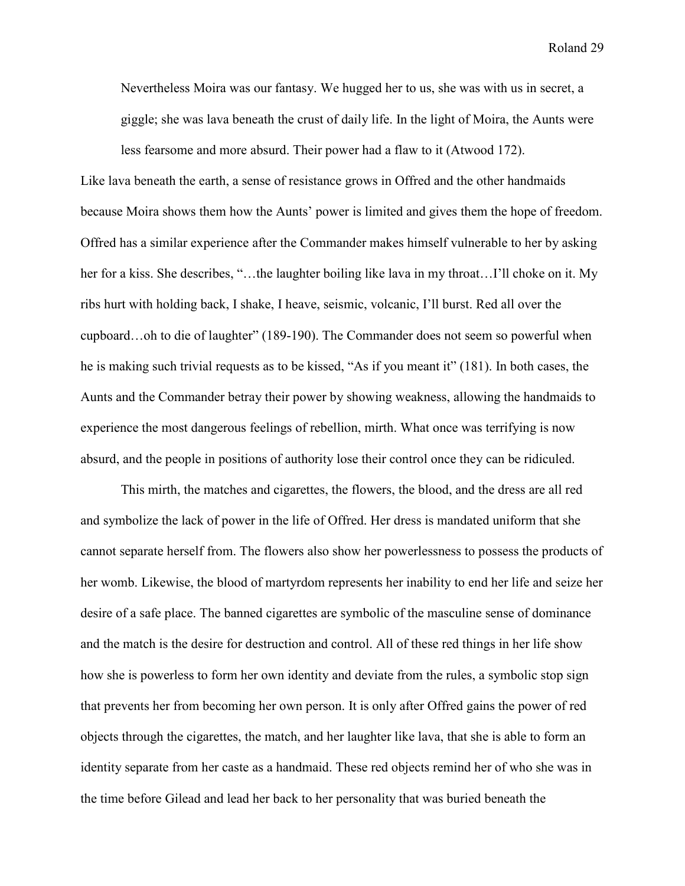> Nevertheless Moira was our fantasy. We hugged her to us, she was with us in secret, a giggle; she was lava beneath the crust of daily life. In the light of Moira, the Aunts were less fearsome and more absurd. Their power had a flaw to it (Atwood 172).

Like lava beneath the earth, a sense of resistance grows in Offred and the other handmaids because Moira shows them how the Aunts' power is limited and gives them the hope of freedom. Offred has a similar experience after the Commander makes himself vulnerable to her by asking her for a kiss. She describes, "…the laughter boiling like lava in my throat…I'll choke on it. My ribs hurt with holding back, I shake, I heave, seismic, volcanic, I'll burst. Red all over the cupboard…oh to die of laughter" (189-190). The Commander does not seem so powerful when he is making such trivial requests as to be kissed, "As if you meant it" (181). In both cases, the Aunts and the Commander betray their power by showing weakness, allowing the handmaids to experience the most dangerous feelings of rebellion, mirth. What once was terrifying is now absurd, and the people in positions of authority lose their control once they can be ridiculed.

This mirth, the matches and cigarettes, the flowers, the blood, and the dress are all red and symbolize the lack of power in the life of Offred. Her dress is mandated uniform that she cannot separate herself from. The flowers also show her powerlessness to possess the products of her womb. Likewise, the blood of martyrdom represents her inability to end her life and seize her desire of a safe place. The banned cigarettes are symbolic of the masculine sense of dominance and the match is the desire for destruction and control. All of these red things in her life show how she is powerless to form her own identity and deviate from the rules, a symbolic stop sign that prevents her from becoming her own person. It is only after Offred gains the power of red objects through the cigarettes, the match, and her laughter like lava, that she is able to form an identity separate from her caste as a handmaid. These red objects remind her of who she was in the time before Gilead and lead her back to her personality that was buried beneath the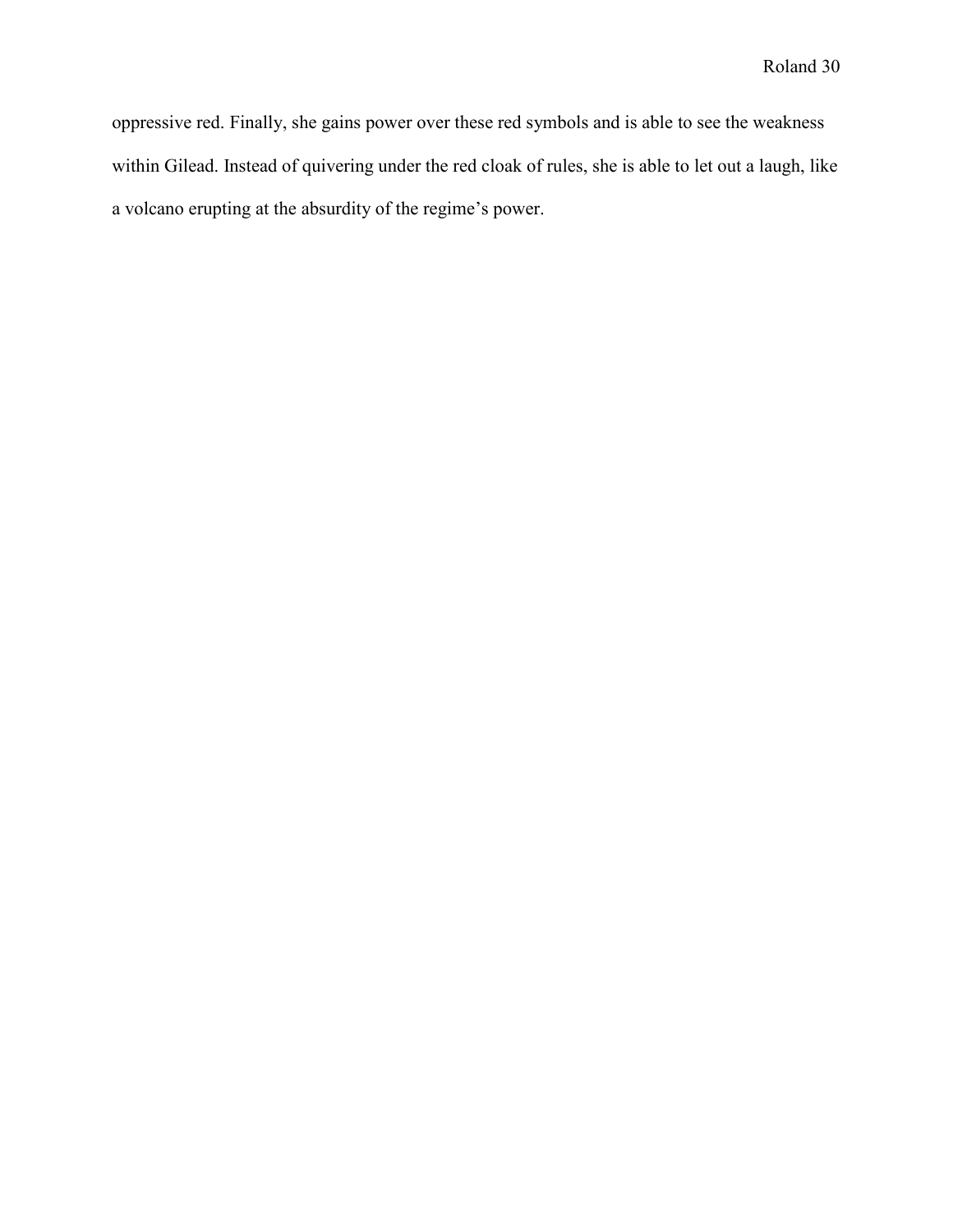oppressive red. Finally, she gains power over these red symbols and is able to see the weakness within Gilead. Instead of quivering under the red cloak of rules, she is able to let out a laugh, like a volcano erupting at the absurdity of the regime's power.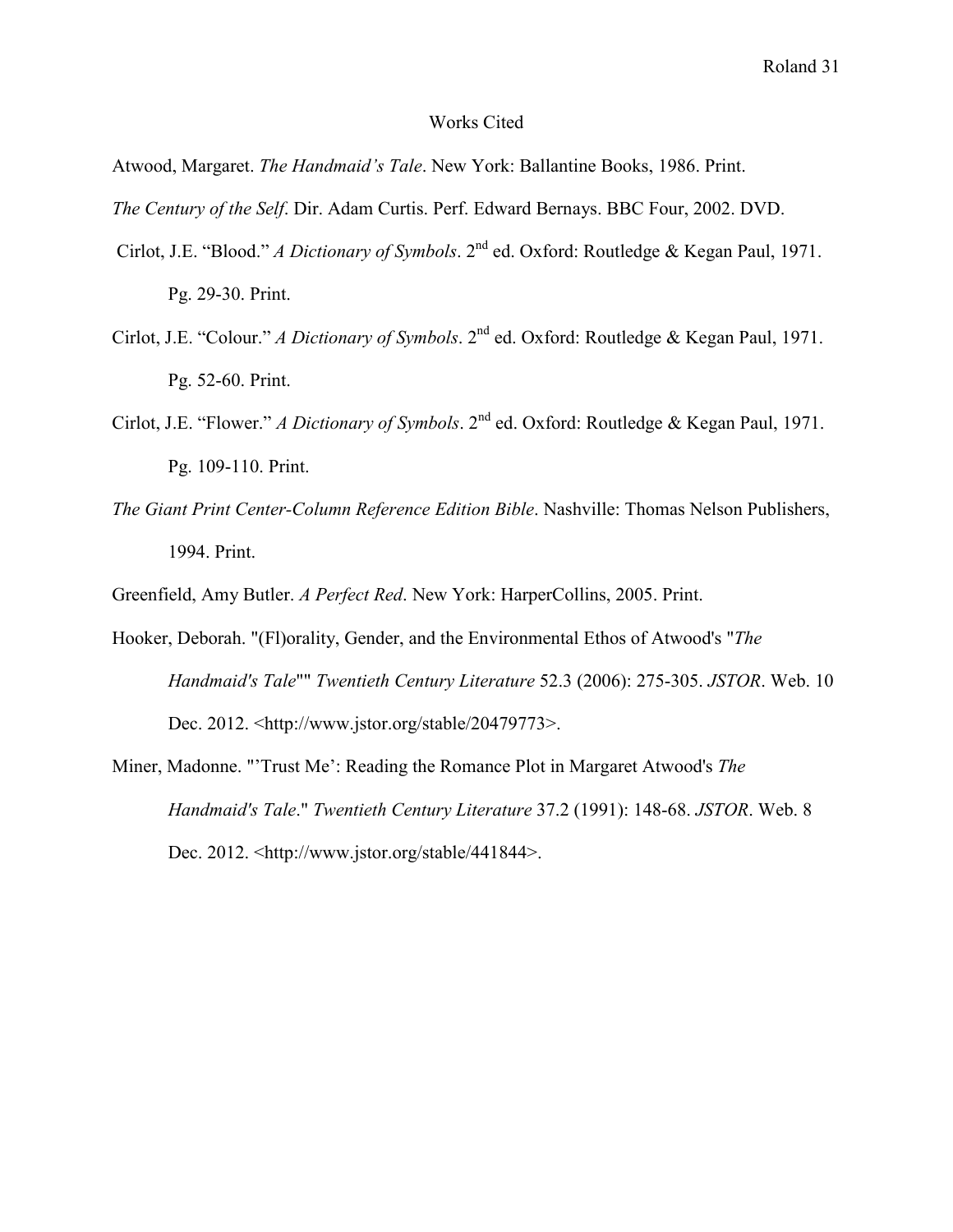# Works Cited

Atwood, Margaret. *The Handmaid's Tale*. New York: Ballantine Books, 1986. Print.

*The Century of the Self*. Dir. Adam Curtis. Perf. Edward Bernays. BBC Four, 2002. DVD.

Cirlot, J.E. "Blood." *A Dictionary of Symbols*. 2nd ed. Oxford: Routledge & Kegan Paul, 1971. Pg. 29-30. Print.

Cirlot, J.E. "Colour." *A Dictionary of Symbols*. 2nd ed. Oxford: Routledge & Kegan Paul, 1971. Pg. 52-60. Print.

Cirlot, J.E. "Flower." *A Dictionary of Symbols*. 2nd ed. Oxford: Routledge & Kegan Paul, 1971. Pg. 109-110. Print.

*The Giant Print Center-Column Reference Edition Bible*. Nashville: Thomas Nelson Publishers, 1994. Print.

Greenfield, Amy Butler. *A Perfect Red*. New York: HarperCollins, 2005. Print.

Hooker, Deborah. "(Fl)orality, Gender, and the Environmental Ethos of Atwood's "*The Handmaid's Tale*"" *Twentieth Century Literature* 52.3 (2006): 275-305. *JSTOR*. Web. 10 Dec. 2012. <http://www.jstor.org/stable/20479773>.

Miner, Madonne. "'Trust Me': Reading the Romance Plot in Margaret Atwood's *The Handmaid's Tale*." *Twentieth Century Literature* 37.2 (1991): 148-68. *JSTOR*. Web. 8 Dec. 2012. <http://www.jstor.org/stable/441844>.